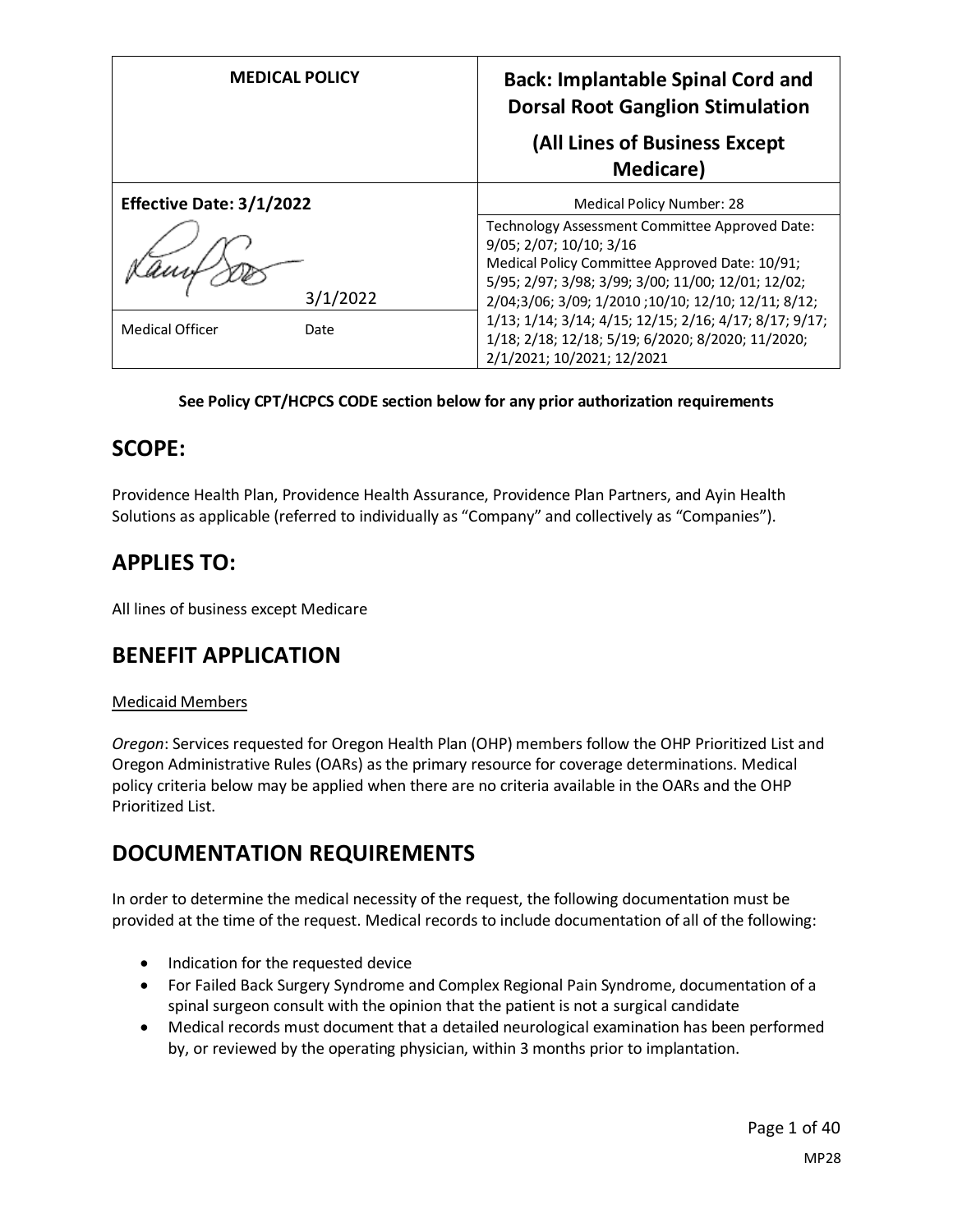| MEDICAL POLICY | Back: Implantable Spinal Cord and Dorsal Root Ganglion Stimulation (All Lines of Business Except Medicare) |
|---|---|
| **Effective Date: 3/1/2022** | Medical Policy Number: 28 |
| 3/1/2022 | Technology Assessment Committee Approved Date: 9/05; 2/07; 10/10; 3/16 Medical Policy Committee Approved Date: 10/91; 5/95; 2/97; 3/98; 3/99; 3/00; 11/00; 12/01; 12/02; 2/04;3/06; 3/09; 1/2010 ;10/10; 12/10; 12/11; 8/12; 1/13; 1/14; 3/14; 4/15; 12/15; 2/16; 4/17; 8/17; 9/17; 1/18; 2/18; 12/18; 5/19; 6/2020; 8/2020; 11/2020; 2/1/2021; 10/2021; 12/2021 |
| Medical Officer Date | |

**See Policy CPT/HCPCS CODE section below for any prior authorization requirements**

## SCOPE:

Providence Health Plan, Providence Health Assurance, Providence Plan Partners, and Ayin Health Solutions as applicable (referred to individually as "Company" and collectively as "Companies").

## APPLIES TO:

All lines of business except Medicare

## BENEFIT APPLICATION

Medicaid Members

*Oregon*: Services requested for Oregon Health Plan (OHP) members follow the OHP Prioritized List and Oregon Administrative Rules (OARs) as the primary resource for coverage determinations. Medical policy criteria below may be applied when there are no criteria available in the OARs and the OHP Prioritized List.

## DOCUMENTATION REQUIREMENTS

In order to determine the medical necessity of the request, the following documentation must be provided at the time of the request. Medical records to include documentation of all of the following:

- Indication for the requested device
- For Failed Back Surgery Syndrome and Complex Regional Pain Syndrome, documentation of a spinal surgeon consult with the opinion that the patient is not a surgical candidate
- Medical records must document that a detailed neurological examination has been performed by, or reviewed by the operating physician, within 3 months prior to implantation.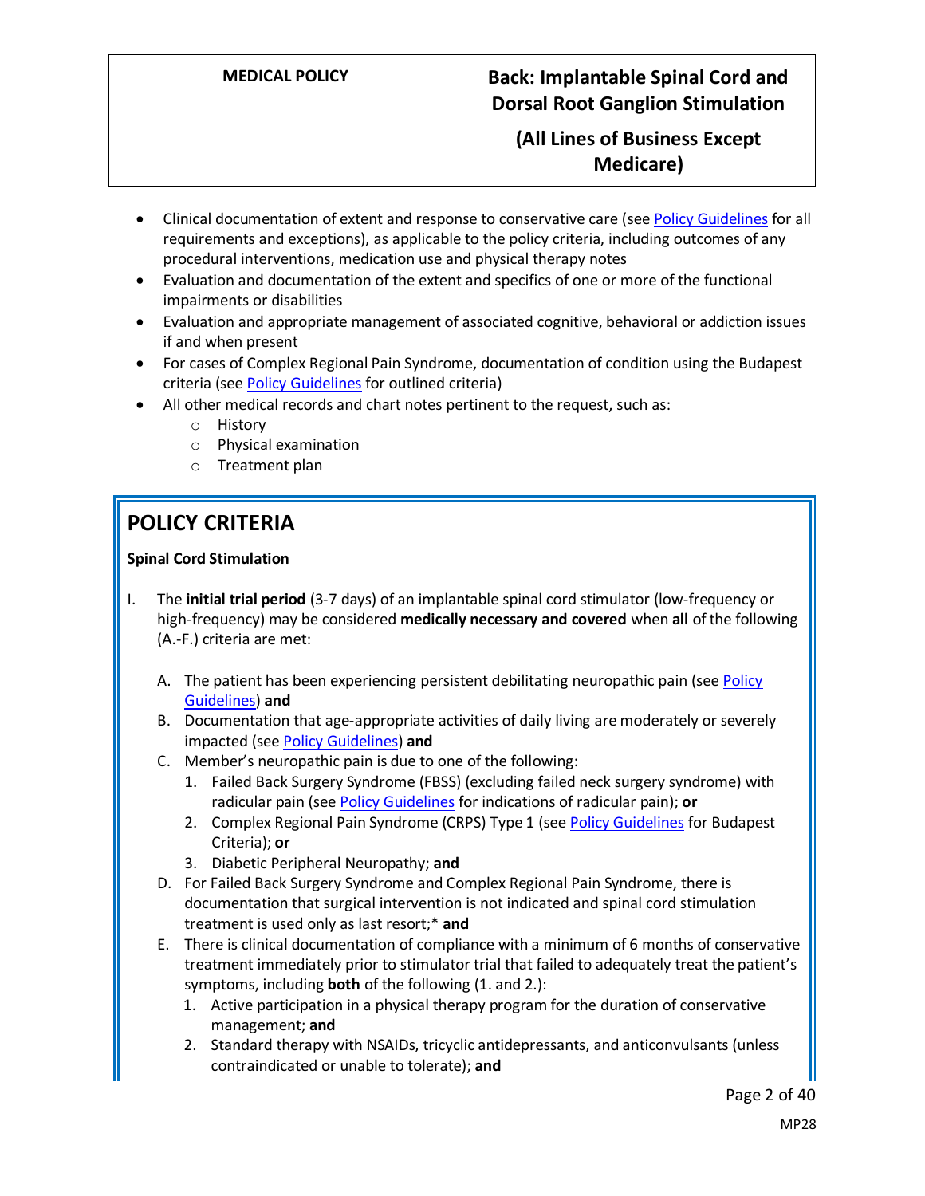- Clinical documentation of extent and response to conservative care (see Policy Guidelines for all requirements and exceptions), as applicable to the policy criteria, including outcomes of any procedural interventions, medication use and physical therapy notes
- Evaluation and documentation of the extent and specifics of one or more of the functional impairments or disabilities
- Evaluation and appropriate management of associated cognitive, behavioral or addiction issues if and when present
- For cases of Complex Regional Pain Syndrome, documentation of condition using the Budapest criteria (see Policy Guidelines for outlined criteria)
- All other medical records and chart notes pertinent to the request, such as:
  - History
  - Physical examination
  - Treatment plan

## POLICY CRITERIA

**Spinal Cord Stimulation**

I. The **initial trial period** (3-7 days) of an implantable spinal cord stimulator (low-frequency or high-frequency) may be considered **medically necessary and covered** when **all** of the following (A.-F.) criteria are met:

   A. The patient has been experiencing persistent debilitating neuropathic pain (see Policy Guidelines) **and**
   
   B. Documentation that age-appropriate activities of daily living are moderately or severely impacted (see Policy Guidelines) **and**
   
   C. Member's neuropathic pain is due to one of the following:
      1. Failed Back Surgery Syndrome (FBSS) (excluding failed neck surgery syndrome) with radicular pain (see Policy Guidelines for indications of radicular pain); **or**
      2. Complex Regional Pain Syndrome (CRPS) Type 1 (see Policy Guidelines for Budapest Criteria); **or**
      3. Diabetic Peripheral Neuropathy; **and**
   
   D. For Failed Back Surgery Syndrome and Complex Regional Pain Syndrome, there is documentation that surgical intervention is not indicated and spinal cord stimulation treatment is used only as last resort;* **and**
   
   E. There is clinical documentation of compliance with a minimum of 6 months of conservative treatment immediately prior to stimulator trial that failed to adequately treat the patient's symptoms, including **both** of the following (1. and 2.):
      1. Active participation in a physical therapy program for the duration of conservative management; **and**
      2. Standard therapy with NSAIDs, tricyclic antidepressants, and anticonvulsants (unless contraindicated or unable to tolerate); **and**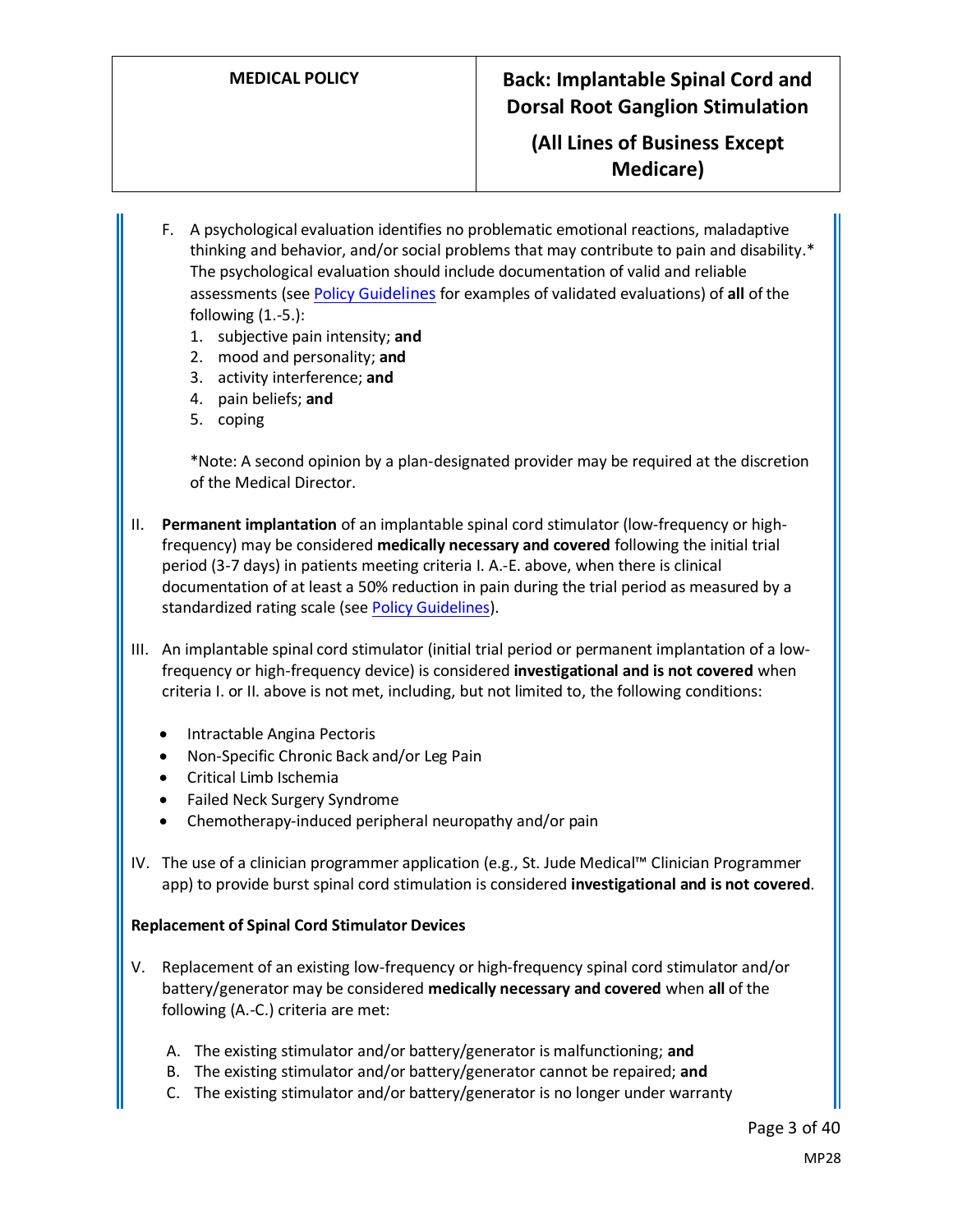F. A psychological evaluation identifies no problematic emotional reactions, maladaptive thinking and behavior, and/or social problems that may contribute to pain and disability.* The psychological evaluation should include documentation of valid and reliable assessments (see Policy Guidelines for examples of validated evaluations) of **all** of the following (1.-5.):
   1. subjective pain intensity; **and**
   2. mood and personality; **and**
   3. activity interference; **and**
   4. pain beliefs; **and**
   5. coping

   *Note: A second opinion by a plan-designated provider may be required at the discretion of the Medical Director.

II. **Permanent implantation** of an implantable spinal cord stimulator (low-frequency or high-frequency) may be considered **medically necessary and covered** following the initial trial period (3-7 days) in patients meeting criteria I. A.-E. above, when there is clinical documentation of at least a 50% reduction in pain during the trial period as measured by a standardized rating scale (see Policy Guidelines).

III. An implantable spinal cord stimulator (initial trial period or permanent implantation of a low-frequency or high-frequency device) is considered **investigational and is not covered** when criteria I. or II. above is not met, including, but not limited to, the following conditions:

- Intractable Angina Pectoris
- Non-Specific Chronic Back and/or Leg Pain
- Critical Limb Ischemia
- Failed Neck Surgery Syndrome
- Chemotherapy-induced peripheral neuropathy and/or pain

IV. The use of a clinician programmer application (e.g., St. Jude Medical™ Clinician Programmer app) to provide burst spinal cord stimulation is considered **investigational and is not covered**.

**Replacement of Spinal Cord Stimulator Devices**

V. Replacement of an existing low-frequency or high-frequency spinal cord stimulator and/or battery/generator may be considered **medically necessary and covered** when **all** of the following (A.-C.) criteria are met:

   A. The existing stimulator and/or battery/generator is malfunctioning; **and**
   B. The existing stimulator and/or battery/generator cannot be repaired; **and**
   C. The existing stimulator and/or battery/generator is no longer under warranty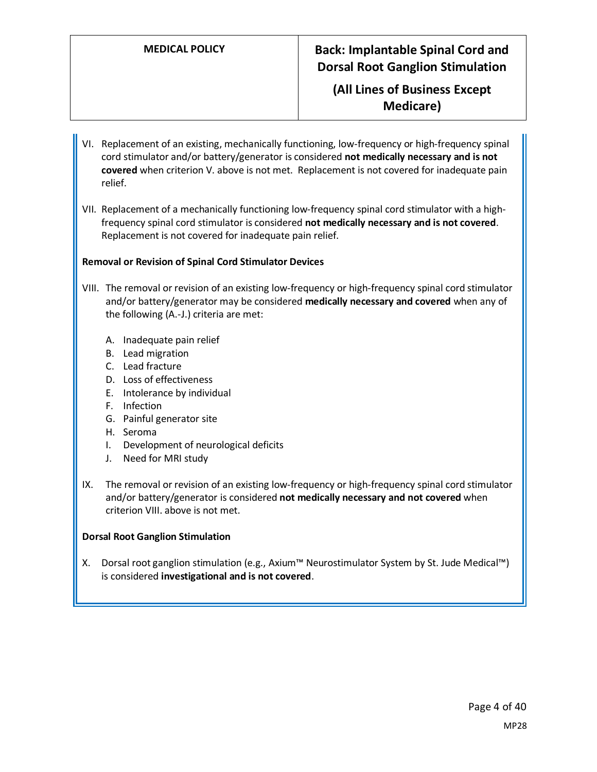VI. Replacement of an existing, mechanically functioning, low-frequency or high-frequency spinal cord stimulator and/or battery/generator is considered **not medically necessary and is not covered** when criterion V. above is not met. Replacement is not covered for inadequate pain relief.

VII. Replacement of a mechanically functioning low-frequency spinal cord stimulator with a high-frequency spinal cord stimulator is considered **not medically necessary and is not covered**. Replacement is not covered for inadequate pain relief.

**Removal or Revision of Spinal Cord Stimulator Devices**

VIII. The removal or revision of an existing low-frequency or high-frequency spinal cord stimulator and/or battery/generator may be considered **medically necessary and covered** when any of the following (A.-J.) criteria are met:

A. Inadequate pain relief
B. Lead migration
C. Lead fracture
D. Loss of effectiveness
E. Intolerance by individual
F. Infection
G. Painful generator site
H. Seroma
I. Development of neurological deficits
J. Need for MRI study

IX. The removal or revision of an existing low-frequency or high-frequency spinal cord stimulator and/or battery/generator is considered **not medically necessary and not covered** when criterion VIII. above is not met.

**Dorsal Root Ganglion Stimulation**

X. Dorsal root ganglion stimulation (e.g., Axium™ Neurostimulator System by St. Jude Medical™) is considered **investigational and is not covered**.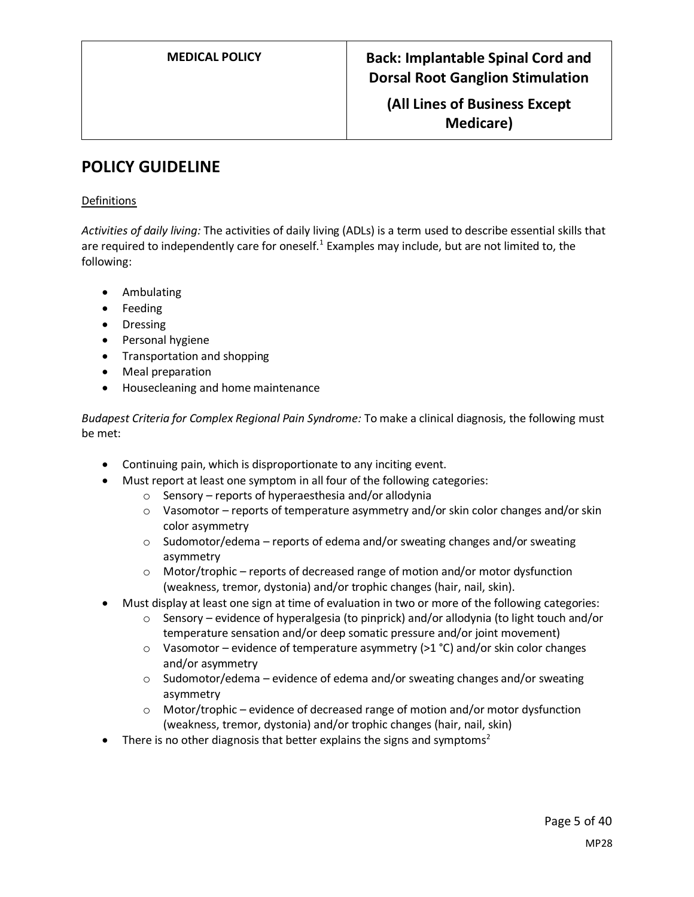## POLICY GUIDELINE

Definitions

*Activities of daily living:* The activities of daily living (ADLs) is a term used to describe essential skills that are required to independently care for oneself.[1] Examples may include, but are not limited to, the following:

- Ambulating
- Feeding
- Dressing
- Personal hygiene
- Transportation and shopping
- Meal preparation
- Housecleaning and home maintenance

*Budapest Criteria for Complex Regional Pain Syndrome:* To make a clinical diagnosis, the following must be met:

- Continuing pain, which is disproportionate to any inciting event.
- Must report at least one symptom in all four of the following categories:
  - Sensory – reports of hyperaesthesia and/or allodynia
  - Vasomotor – reports of temperature asymmetry and/or skin color changes and/or skin color asymmetry
  - Sudomotor/edema – reports of edema and/or sweating changes and/or sweating asymmetry
  - Motor/trophic – reports of decreased range of motion and/or motor dysfunction (weakness, tremor, dystonia) and/or trophic changes (hair, nail, skin).
- Must display at least one sign at time of evaluation in two or more of the following categories:
  - Sensory – evidence of hyperalgesia (to pinprick) and/or allodynia (to light touch and/or temperature sensation and/or deep somatic pressure and/or joint movement)
  - Vasomotor – evidence of temperature asymmetry (>1 °C) and/or skin color changes and/or asymmetry
  - Sudomotor/edema – evidence of edema and/or sweating changes and/or sweating asymmetry
  - Motor/trophic – evidence of decreased range of motion and/or motor dysfunction (weakness, tremor, dystonia) and/or trophic changes (hair, nail, skin)
- There is no other diagnosis that better explains the signs and symptoms[2]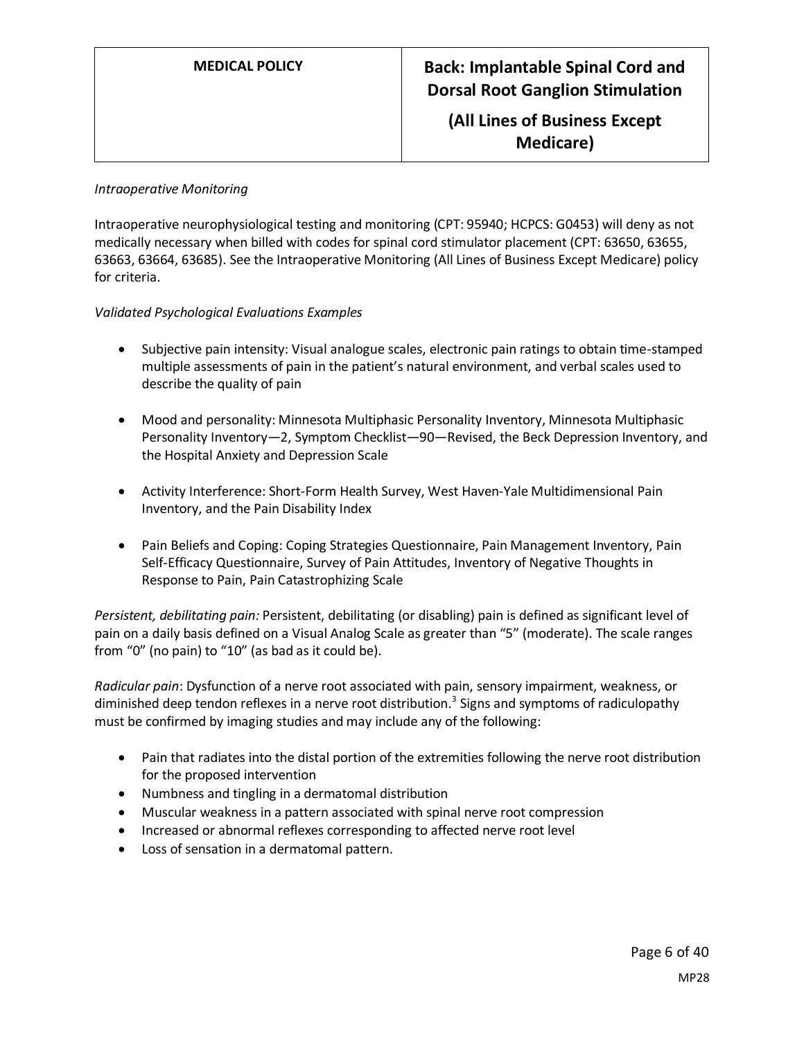*Intraoperative Monitoring*

Intraoperative neurophysiological testing and monitoring (CPT: 95940; HCPCS: G0453) will deny as not medically necessary when billed with codes for spinal cord stimulator placement (CPT: 63650, 63655, 63663, 63664, 63685). See the Intraoperative Monitoring (All Lines of Business Except Medicare) policy for criteria.

*Validated Psychological Evaluations Examples*

- Subjective pain intensity: Visual analogue scales, electronic pain ratings to obtain time-stamped multiple assessments of pain in the patient's natural environment, and verbal scales used to describe the quality of pain

- Mood and personality: Minnesota Multiphasic Personality Inventory, Minnesota Multiphasic Personality Inventory—2, Symptom Checklist—90—Revised, the Beck Depression Inventory, and the Hospital Anxiety and Depression Scale

- Activity Interference: Short-Form Health Survey, West Haven-Yale Multidimensional Pain Inventory, and the Pain Disability Index

- Pain Beliefs and Coping: Coping Strategies Questionnaire, Pain Management Inventory, Pain Self-Efficacy Questionnaire, Survey of Pain Attitudes, Inventory of Negative Thoughts in Response to Pain, Pain Catastrophizing Scale

*Persistent, debilitating pain:* Persistent, debilitating (or disabling) pain is defined as significant level of pain on a daily basis defined on a Visual Analog Scale as greater than "5" (moderate). The scale ranges from "0" (no pain) to "10" (as bad as it could be).

*Radicular pain*: Dysfunction of a nerve root associated with pain, sensory impairment, weakness, or diminished deep tendon reflexes in a nerve root distribution.[3] Signs and symptoms of radiculopathy must be confirmed by imaging studies and may include any of the following:

- Pain that radiates into the distal portion of the extremities following the nerve root distribution for the proposed intervention
- Numbness and tingling in a dermatomal distribution
- Muscular weakness in a pattern associated with spinal nerve root compression
- Increased or abnormal reflexes corresponding to affected nerve root level
- Loss of sensation in a dermatomal pattern.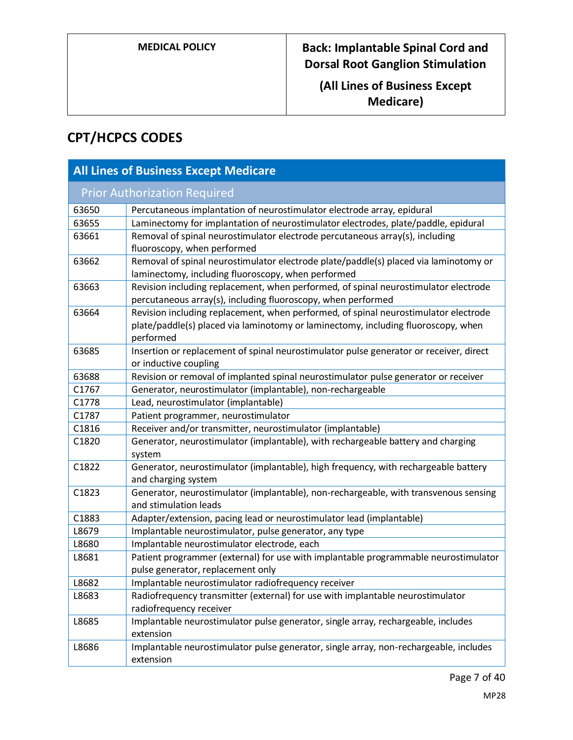## CPT/HCPCS CODES

| All Lines of Business Except Medicare | |
|---|---|
| **Prior Authorization Required** | |
| 63650 | Percutaneous implantation of neurostimulator electrode array, epidural |
| 63655 | Laminectomy for implantation of neurostimulator electrodes, plate/paddle, epidural |
| 63661 | Removal of spinal neurostimulator electrode percutaneous array(s), including fluoroscopy, when performed |
| 63662 | Removal of spinal neurostimulator electrode plate/paddle(s) placed via laminotomy or laminectomy, including fluoroscopy, when performed |
| 63663 | Revision including replacement, when performed, of spinal neurostimulator electrode percutaneous array(s), including fluoroscopy, when performed |
| 63664 | Revision including replacement, when performed, of spinal neurostimulator electrode plate/paddle(s) placed via laminotomy or laminectomy, including fluoroscopy, when performed |
| 63685 | Insertion or replacement of spinal neurostimulator pulse generator or receiver, direct or inductive coupling |
| 63688 | Revision or removal of implanted spinal neurostimulator pulse generator or receiver |
| C1767 | Generator, neurostimulator (implantable), non-rechargeable |
| C1778 | Lead, neurostimulator (implantable) |
| C1787 | Patient programmer, neurostimulator |
| C1816 | Receiver and/or transmitter, neurostimulator (implantable) |
| C1820 | Generator, neurostimulator (implantable), with rechargeable battery and charging system |
| C1822 | Generator, neurostimulator (implantable), high frequency, with rechargeable battery and charging system |
| C1823 | Generator, neurostimulator (implantable), non-rechargeable, with transvenous sensing and stimulation leads |
| C1883 | Adapter/extension, pacing lead or neurostimulator lead (implantable) |
| L8679 | Implantable neurostimulator, pulse generator, any type |
| L8680 | Implantable neurostimulator electrode, each |
| L8681 | Patient programmer (external) for use with implantable programmable neurostimulator pulse generator, replacement only |
| L8682 | Implantable neurostimulator radiofrequency receiver |
| L8683 | Radiofrequency transmitter (external) for use with implantable neurostimulator radiofrequency receiver |
| L8685 | Implantable neurostimulator pulse generator, single array, rechargeable, includes extension |
| L8686 | Implantable neurostimulator pulse generator, single array, non-rechargeable, includes extension |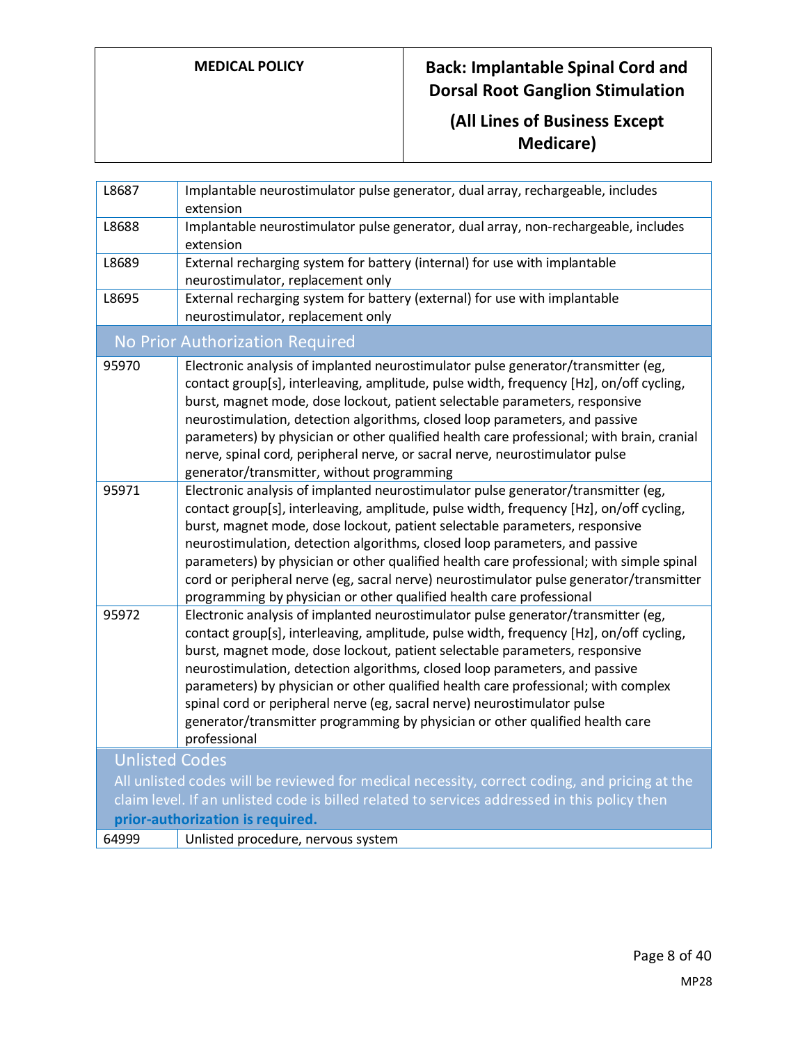| | |
|---|---|
| L8687 | Implantable neurostimulator pulse generator, dual array, rechargeable, includes extension |
| L8688 | Implantable neurostimulator pulse generator, dual array, non-rechargeable, includes extension |
| L8689 | External recharging system for battery (internal) for use with implantable neurostimulator, replacement only |
| L8695 | External recharging system for battery (external) for use with implantable neurostimulator, replacement only |
| **No Prior Authorization Required** | |
| 95970 | Electronic analysis of implanted neurostimulator pulse generator/transmitter (eg, contact group[s], interleaving, amplitude, pulse width, frequency [Hz], on/off cycling, burst, magnet mode, dose lockout, patient selectable parameters, responsive neurostimulation, detection algorithms, closed loop parameters, and passive parameters) by physician or other qualified health care professional; with brain, cranial nerve, spinal cord, peripheral nerve, or sacral nerve, neurostimulator pulse generator/transmitter, without programming |
| 95971 | Electronic analysis of implanted neurostimulator pulse generator/transmitter (eg, contact group[s], interleaving, amplitude, pulse width, frequency [Hz], on/off cycling, burst, magnet mode, dose lockout, patient selectable parameters, responsive neurostimulation, detection algorithms, closed loop parameters, and passive parameters) by physician or other qualified health care professional; with simple spinal cord or peripheral nerve (eg, sacral nerve) neurostimulator pulse generator/transmitter programming by physician or other qualified health care professional |
| 95972 | Electronic analysis of implanted neurostimulator pulse generator/transmitter (eg, contact group[s], interleaving, amplitude, pulse width, frequency [Hz], on/off cycling, burst, magnet mode, dose lockout, patient selectable parameters, responsive neurostimulation, detection algorithms, closed loop parameters, and passive parameters) by physician or other qualified health care professional; with complex spinal cord or peripheral nerve (eg, sacral nerve) neurostimulator pulse generator/transmitter programming by physician or other qualified health care professional |
| **Unlisted Codes** All unlisted codes will be reviewed for medical necessity, correct coding, and pricing at the claim level. If an unlisted code is billed related to services addressed in this policy then **prior-authorization is required.** | |
| 64999 | Unlisted procedure, nervous system |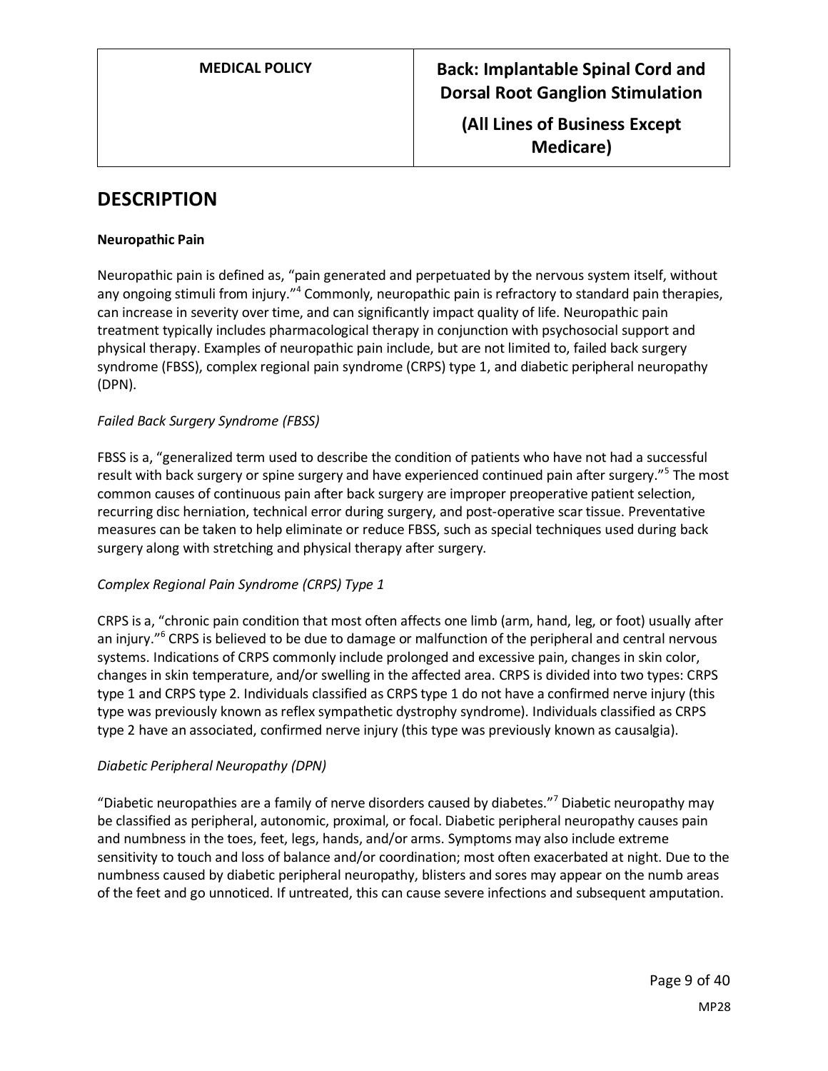## DESCRIPTION

**Neuropathic Pain**

Neuropathic pain is defined as, "pain generated and perpetuated by the nervous system itself, without any ongoing stimuli from injury."[4] Commonly, neuropathic pain is refractory to standard pain therapies, can increase in severity over time, and can significantly impact quality of life. Neuropathic pain treatment typically includes pharmacological therapy in conjunction with psychosocial support and physical therapy. Examples of neuropathic pain include, but are not limited to, failed back surgery syndrome (FBSS), complex regional pain syndrome (CRPS) type 1, and diabetic peripheral neuropathy (DPN).

*Failed Back Surgery Syndrome (FBSS)*

FBSS is a, "generalized term used to describe the condition of patients who have not had a successful result with back surgery or spine surgery and have experienced continued pain after surgery."[5] The most common causes of continuous pain after back surgery are improper preoperative patient selection, recurring disc herniation, technical error during surgery, and post-operative scar tissue. Preventative measures can be taken to help eliminate or reduce FBSS, such as special techniques used during back surgery along with stretching and physical therapy after surgery.

*Complex Regional Pain Syndrome (CRPS) Type 1*

CRPS is a, "chronic pain condition that most often affects one limb (arm, hand, leg, or foot) usually after an injury."[6] CRPS is believed to be due to damage or malfunction of the peripheral and central nervous systems. Indications of CRPS commonly include prolonged and excessive pain, changes in skin color, changes in skin temperature, and/or swelling in the affected area. CRPS is divided into two types: CRPS type 1 and CRPS type 2. Individuals classified as CRPS type 1 do not have a confirmed nerve injury (this type was previously known as reflex sympathetic dystrophy syndrome). Individuals classified as CRPS type 2 have an associated, confirmed nerve injury (this type was previously known as causalgia).

*Diabetic Peripheral Neuropathy (DPN)*

"Diabetic neuropathies are a family of nerve disorders caused by diabetes."[7] Diabetic neuropathy may be classified as peripheral, autonomic, proximal, or focal. Diabetic peripheral neuropathy causes pain and numbness in the toes, feet, legs, hands, and/or arms. Symptoms may also include extreme sensitivity to touch and loss of balance and/or coordination; most often exacerbated at night. Due to the numbness caused by diabetic peripheral neuropathy, blisters and sores may appear on the numb areas of the feet and go unnoticed. If untreated, this can cause severe infections and subsequent amputation.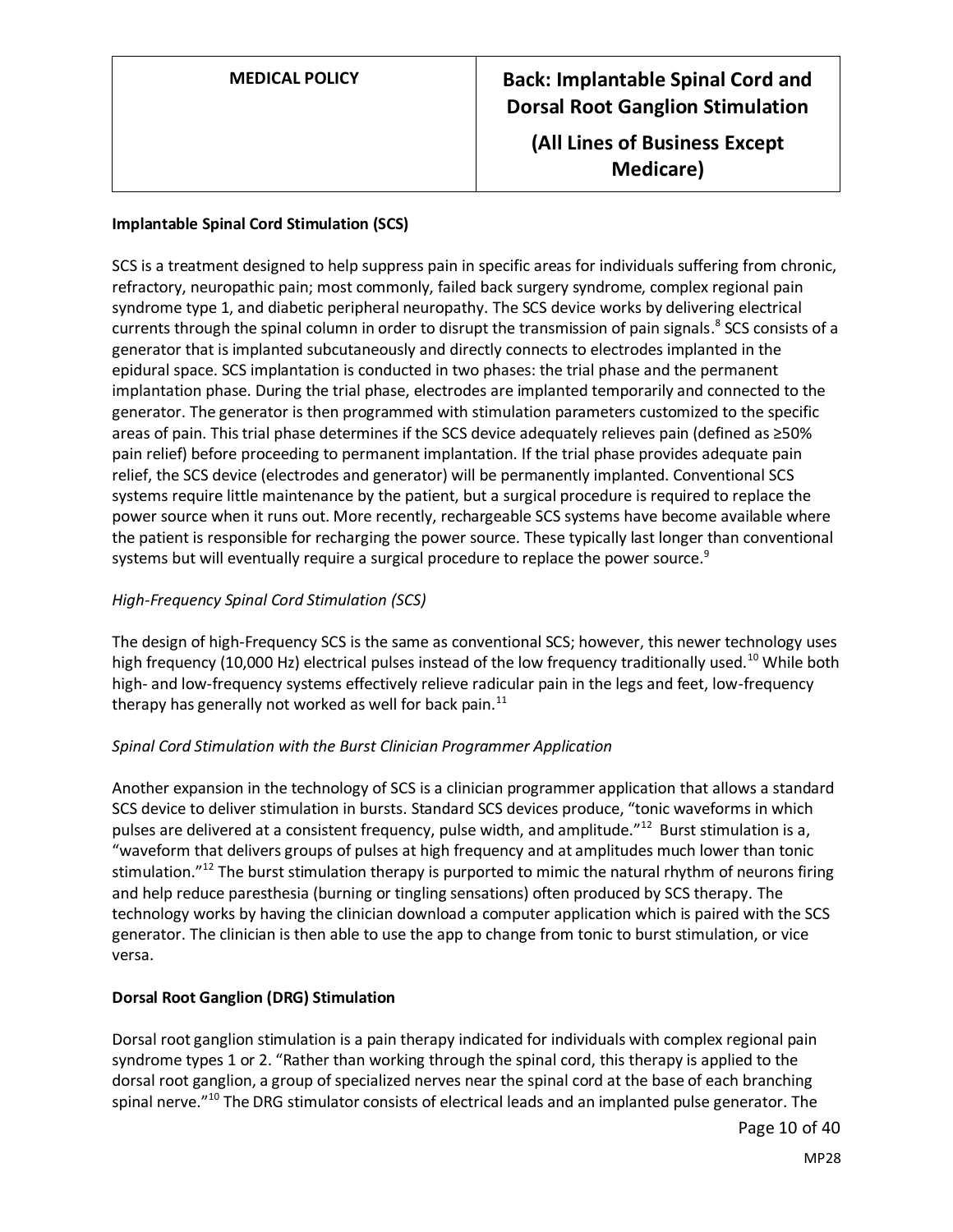**Implantable Spinal Cord Stimulation (SCS)**

SCS is a treatment designed to help suppress pain in specific areas for individuals suffering from chronic, refractory, neuropathic pain; most commonly, failed back surgery syndrome, complex regional pain syndrome type 1, and diabetic peripheral neuropathy. The SCS device works by delivering electrical currents through the spinal column in order to disrupt the transmission of pain signals.[8] SCS consists of a generator that is implanted subcutaneously and directly connects to electrodes implanted in the epidural space. SCS implantation is conducted in two phases: the trial phase and the permanent implantation phase. During the trial phase, electrodes are implanted temporarily and connected to the generator. The generator is then programmed with stimulation parameters customized to the specific areas of pain. This trial phase determines if the SCS device adequately relieves pain (defined as ≥50% pain relief) before proceeding to permanent implantation. If the trial phase provides adequate pain relief, the SCS device (electrodes and generator) will be permanently implanted. Conventional SCS systems require little maintenance by the patient, but a surgical procedure is required to replace the power source when it runs out. More recently, rechargeable SCS systems have become available where the patient is responsible for recharging the power source. These typically last longer than conventional systems but will eventually require a surgical procedure to replace the power source.[9]

*High-Frequency Spinal Cord Stimulation (SCS)*

The design of high-Frequency SCS is the same as conventional SCS; however, this newer technology uses high frequency (10,000 Hz) electrical pulses instead of the low frequency traditionally used.[10] While both high- and low-frequency systems effectively relieve radicular pain in the legs and feet, low-frequency therapy has generally not worked as well for back pain.[11]

*Spinal Cord Stimulation with the Burst Clinician Programmer Application*

Another expansion in the technology of SCS is a clinician programmer application that allows a standard SCS device to deliver stimulation in bursts. Standard SCS devices produce, "tonic waveforms in which pulses are delivered at a consistent frequency, pulse width, and amplitude."[12] Burst stimulation is a, "waveform that delivers groups of pulses at high frequency and at amplitudes much lower than tonic stimulation."[12] The burst stimulation therapy is purported to mimic the natural rhythm of neurons firing and help reduce paresthesia (burning or tingling sensations) often produced by SCS therapy. The technology works by having the clinician download a computer application which is paired with the SCS generator. The clinician is then able to use the app to change from tonic to burst stimulation, or vice versa.

**Dorsal Root Ganglion (DRG) Stimulation**

Dorsal root ganglion stimulation is a pain therapy indicated for individuals with complex regional pain syndrome types 1 or 2. "Rather than working through the spinal cord, this therapy is applied to the dorsal root ganglion, a group of specialized nerves near the spinal cord at the base of each branching spinal nerve."[10] The DRG stimulator consists of electrical leads and an implanted pulse generator. The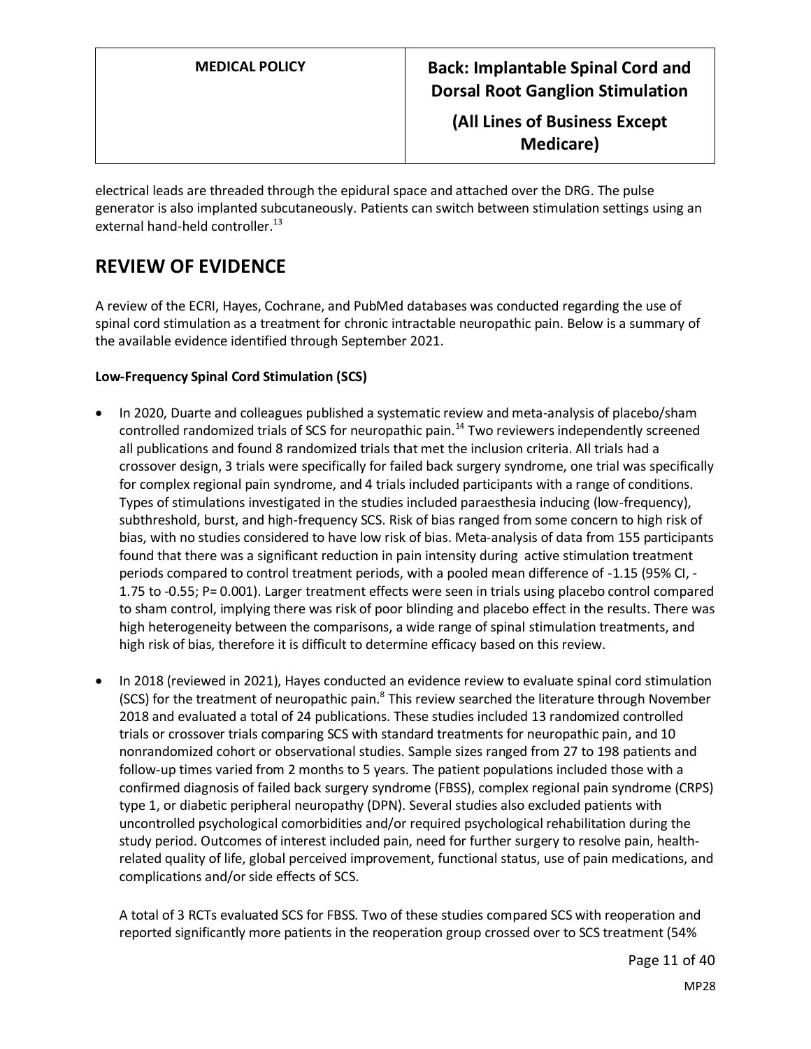electrical leads are threaded through the epidural space and attached over the DRG. The pulse generator is also implanted subcutaneously. Patients can switch between stimulation settings using an external hand-held controller.[13]

## REVIEW OF EVIDENCE

A review of the ECRI, Hayes, Cochrane, and PubMed databases was conducted regarding the use of spinal cord stimulation as a treatment for chronic intractable neuropathic pain. Below is a summary of the available evidence identified through September 2021.

**Low-Frequency Spinal Cord Stimulation (SCS)**

- In 2020, Duarte and colleagues published a systematic review and meta-analysis of placebo/sham controlled randomized trials of SCS for neuropathic pain.[14] Two reviewers independently screened all publications and found 8 randomized trials that met the inclusion criteria. All trials had a crossover design, 3 trials were specifically for failed back surgery syndrome, one trial was specifically for complex regional pain syndrome, and 4 trials included participants with a range of conditions. Types of stimulations investigated in the studies included paraesthesia inducing (low-frequency), subthreshold, burst, and high-frequency SCS. Risk of bias ranged from some concern to high risk of bias, with no studies considered to have low risk of bias. Meta-analysis of data from 155 participants found that there was a significant reduction in pain intensity during active stimulation treatment periods compared to control treatment periods, with a pooled mean difference of -1.15 (95% CI, -1.75 to -0.55; P= 0.001). Larger treatment effects were seen in trials using placebo control compared to sham control, implying there was risk of poor blinding and placebo effect in the results. There was high heterogeneity between the comparisons, a wide range of spinal stimulation treatments, and high risk of bias, therefore it is difficult to determine efficacy based on this review.

- In 2018 (reviewed in 2021), Hayes conducted an evidence review to evaluate spinal cord stimulation (SCS) for the treatment of neuropathic pain.[8] This review searched the literature through November 2018 and evaluated a total of 24 publications. These studies included 13 randomized controlled trials or crossover trials comparing SCS with standard treatments for neuropathic pain, and 10 nonrandomized cohort or observational studies. Sample sizes ranged from 27 to 198 patients and follow-up times varied from 2 months to 5 years. The patient populations included those with a confirmed diagnosis of failed back surgery syndrome (FBSS), complex regional pain syndrome (CRPS) type 1, or diabetic peripheral neuropathy (DPN). Several studies also excluded patients with uncontrolled psychological comorbidities and/or required psychological rehabilitation during the study period. Outcomes of interest included pain, need for further surgery to resolve pain, health-related quality of life, global perceived improvement, functional status, use of pain medications, and complications and/or side effects of SCS.

  A total of 3 RCTs evaluated SCS for FBSS. Two of these studies compared SCS with reoperation and reported significantly more patients in the reoperation group crossed over to SCS treatment (54%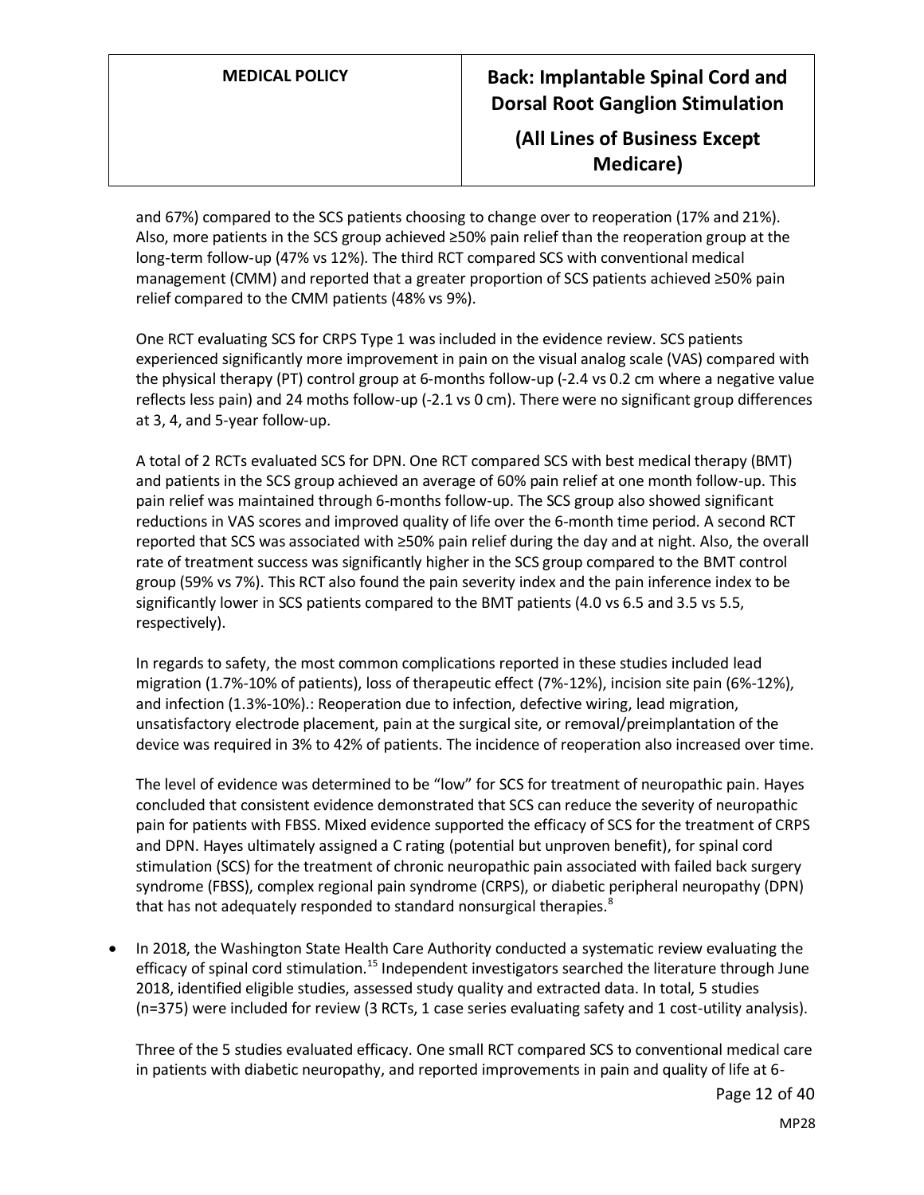and 67%) compared to the SCS patients choosing to change over to reoperation (17% and 21%). Also, more patients in the SCS group achieved ≥50% pain relief than the reoperation group at the long-term follow-up (47% vs 12%). The third RCT compared SCS with conventional medical management (CMM) and reported that a greater proportion of SCS patients achieved ≥50% pain relief compared to the CMM patients (48% vs 9%).

One RCT evaluating SCS for CRPS Type 1 was included in the evidence review. SCS patients experienced significantly more improvement in pain on the visual analog scale (VAS) compared with the physical therapy (PT) control group at 6-months follow-up (-2.4 vs 0.2 cm where a negative value reflects less pain) and 24 moths follow-up (-2.1 vs 0 cm). There were no significant group differences at 3, 4, and 5-year follow-up.

A total of 2 RCTs evaluated SCS for DPN. One RCT compared SCS with best medical therapy (BMT) and patients in the SCS group achieved an average of 60% pain relief at one month follow-up. This pain relief was maintained through 6-months follow-up. The SCS group also showed significant reductions in VAS scores and improved quality of life over the 6-month time period. A second RCT reported that SCS was associated with ≥50% pain relief during the day and at night. Also, the overall rate of treatment success was significantly higher in the SCS group compared to the BMT control group (59% vs 7%). This RCT also found the pain severity index and the pain inference index to be significantly lower in SCS patients compared to the BMT patients (4.0 vs 6.5 and 3.5 vs 5.5, respectively).

In regards to safety, the most common complications reported in these studies included lead migration (1.7%-10% of patients), loss of therapeutic effect (7%-12%), incision site pain (6%-12%), and infection (1.3%-10%).: Reoperation due to infection, defective wiring, lead migration, unsatisfactory electrode placement, pain at the surgical site, or removal/preimplantation of the device was required in 3% to 42% of patients. The incidence of reoperation also increased over time.

The level of evidence was determined to be "low" for SCS for treatment of neuropathic pain. Hayes concluded that consistent evidence demonstrated that SCS can reduce the severity of neuropathic pain for patients with FBSS. Mixed evidence supported the efficacy of SCS for the treatment of CRPS and DPN. Hayes ultimately assigned a C rating (potential but unproven benefit), for spinal cord stimulation (SCS) for the treatment of chronic neuropathic pain associated with failed back surgery syndrome (FBSS), complex regional pain syndrome (CRPS), or diabetic peripheral neuropathy (DPN) that has not adequately responded to standard nonsurgical therapies.[8]

- In 2018, the Washington State Health Care Authority conducted a systematic review evaluating the efficacy of spinal cord stimulation.[15] Independent investigators searched the literature through June 2018, identified eligible studies, assessed study quality and extracted data. In total, 5 studies (n=375) were included for review (3 RCTs, 1 case series evaluating safety and 1 cost-utility analysis).

  Three of the 5 studies evaluated efficacy. One small RCT compared SCS to conventional medical care in patients with diabetic neuropathy, and reported improvements in pain and quality of life at 6-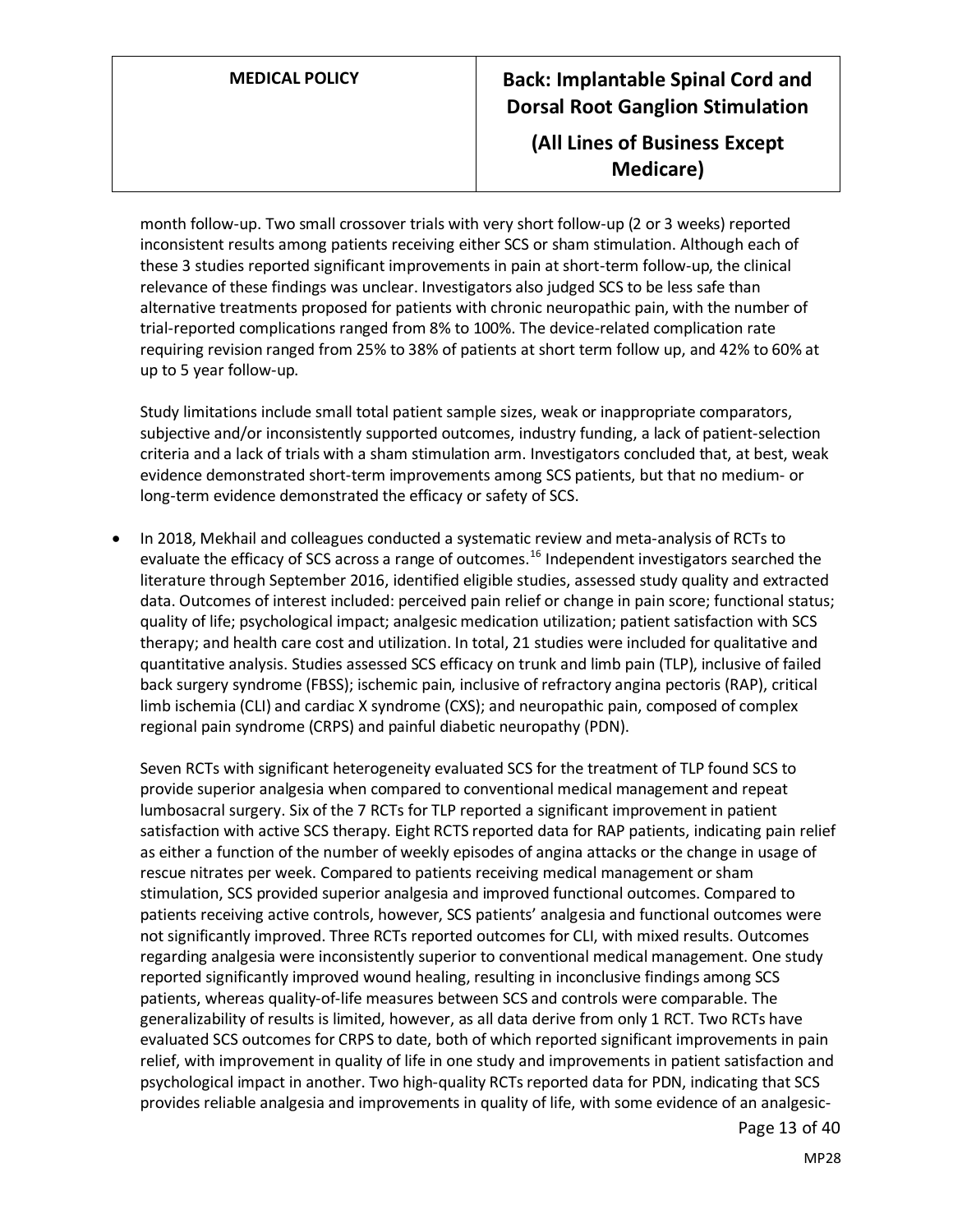month follow-up. Two small crossover trials with very short follow-up (2 or 3 weeks) reported inconsistent results among patients receiving either SCS or sham stimulation. Although each of these 3 studies reported significant improvements in pain at short-term follow-up, the clinical relevance of these findings was unclear. Investigators also judged SCS to be less safe than alternative treatments proposed for patients with chronic neuropathic pain, with the number of trial-reported complications ranged from 8% to 100%. The device-related complication rate requiring revision ranged from 25% to 38% of patients at short term follow up, and 42% to 60% at up to 5 year follow-up.

Study limitations include small total patient sample sizes, weak or inappropriate comparators, subjective and/or inconsistently supported outcomes, industry funding, a lack of patient-selection criteria and a lack of trials with a sham stimulation arm. Investigators concluded that, at best, weak evidence demonstrated short-term improvements among SCS patients, but that no medium- or long-term evidence demonstrated the efficacy or safety of SCS.

- In 2018, Mekhail and colleagues conducted a systematic review and meta-analysis of RCTs to evaluate the efficacy of SCS across a range of outcomes.[16] Independent investigators searched the literature through September 2016, identified eligible studies, assessed study quality and extracted data. Outcomes of interest included: perceived pain relief or change in pain score; functional status; quality of life; psychological impact; analgesic medication utilization; patient satisfaction with SCS therapy; and health care cost and utilization. In total, 21 studies were included for qualitative and quantitative analysis. Studies assessed SCS efficacy on trunk and limb pain (TLP), inclusive of failed back surgery syndrome (FBSS); ischemic pain, inclusive of refractory angina pectoris (RAP), critical limb ischemia (CLI) and cardiac X syndrome (CXS); and neuropathic pain, composed of complex regional pain syndrome (CRPS) and painful diabetic neuropathy (PDN).

  Seven RCTs with significant heterogeneity evaluated SCS for the treatment of TLP found SCS to provide superior analgesia when compared to conventional medical management and repeat lumbosacral surgery. Six of the 7 RCTs for TLP reported a significant improvement in patient satisfaction with active SCS therapy. Eight RCTS reported data for RAP patients, indicating pain relief as either a function of the number of weekly episodes of angina attacks or the change in usage of rescue nitrates per week. Compared to patients receiving medical management or sham stimulation, SCS provided superior analgesia and improved functional outcomes. Compared to patients receiving active controls, however, SCS patients' analgesia and functional outcomes were not significantly improved. Three RCTs reported outcomes for CLI, with mixed results. Outcomes regarding analgesia were inconsistently superior to conventional medical management. One study reported significantly improved wound healing, resulting in inconclusive findings among SCS patients, whereas quality-of-life measures between SCS and controls were comparable. The generalizability of results is limited, however, as all data derive from only 1 RCT. Two RCTs have evaluated SCS outcomes for CRPS to date, both of which reported significant improvements in pain relief, with improvement in quality of life in one study and improvements in patient satisfaction and psychological impact in another. Two high-quality RCTs reported data for PDN, indicating that SCS provides reliable analgesia and improvements in quality of life, with some evidence of an analgesic-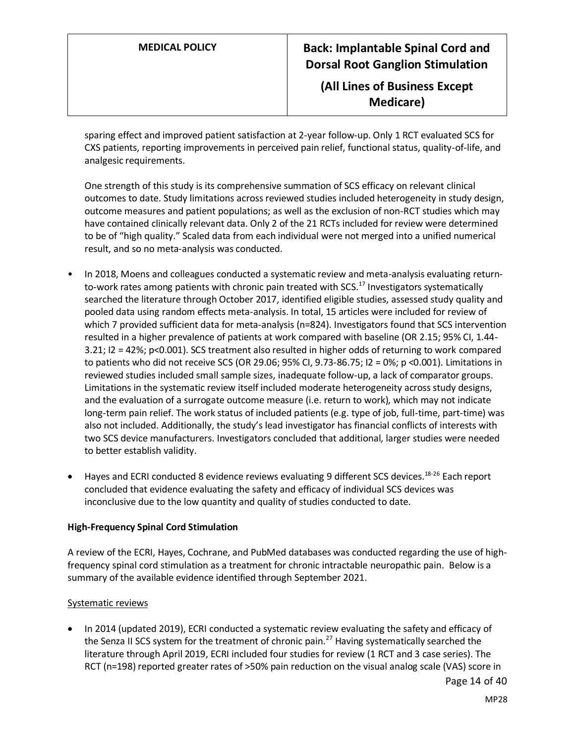sparing effect and improved patient satisfaction at 2-year follow-up. Only 1 RCT evaluated SCS for CXS patients, reporting improvements in perceived pain relief, functional status, quality-of-life, and analgesic requirements.

One strength of this study is its comprehensive summation of SCS efficacy on relevant clinical outcomes to date. Study limitations across reviewed studies included heterogeneity in study design, outcome measures and patient populations; as well as the exclusion of non-RCT studies which may have contained clinically relevant data. Only 2 of the 21 RCTs included for review were determined to be of "high quality." Scaled data from each individual were not merged into a unified numerical result, and so no meta-analysis was conducted.

- In 2018, Moens and colleagues conducted a systematic review and meta-analysis evaluating return-to-work rates among patients with chronic pain treated with SCS.[17] Investigators systematically searched the literature through October 2017, identified eligible studies, assessed study quality and pooled data using random effects meta-analysis. In total, 15 articles were included for review of which 7 provided sufficient data for meta-analysis (n=824). Investigators found that SCS intervention resulted in a higher prevalence of patients at work compared with baseline (OR 2.15; 95% CI, 1.44-3.21; I2 = 42%; p<0.001). SCS treatment also resulted in higher odds of returning to work compared to patients who did not receive SCS (OR 29.06; 95% CI, 9.73-86.75; I2 = 0%; p <0.001). Limitations in reviewed studies included small sample sizes, inadequate follow-up, a lack of comparator groups. Limitations in the systematic review itself included moderate heterogeneity across study designs, and the evaluation of a surrogate outcome measure (i.e. return to work), which may not indicate long-term pain relief. The work status of included patients (e.g. type of job, full-time, part-time) was also not included. Additionally, the study's lead investigator has financial conflicts of interests with two SCS device manufacturers. Investigators concluded that additional, larger studies were needed to better establish validity.

- Hayes and ECRI conducted 8 evidence reviews evaluating 9 different SCS devices.[18-26] Each report concluded that evidence evaluating the safety and efficacy of individual SCS devices was inconclusive due to the low quantity and quality of studies conducted to date.

**High-Frequency Spinal Cord Stimulation**

A review of the ECRI, Hayes, Cochrane, and PubMed databases was conducted regarding the use of high-frequency spinal cord stimulation as a treatment for chronic intractable neuropathic pain. Below is a summary of the available evidence identified through September 2021.

Systematic reviews

- In 2014 (updated 2019), ECRI conducted a systematic review evaluating the safety and efficacy of the Senza II SCS system for the treatment of chronic pain.[27] Having systematically searched the literature through April 2019, ECRI included four studies for review (1 RCT and 3 case series). The RCT (n=198) reported greater rates of >50% pain reduction on the visual analog scale (VAS) score in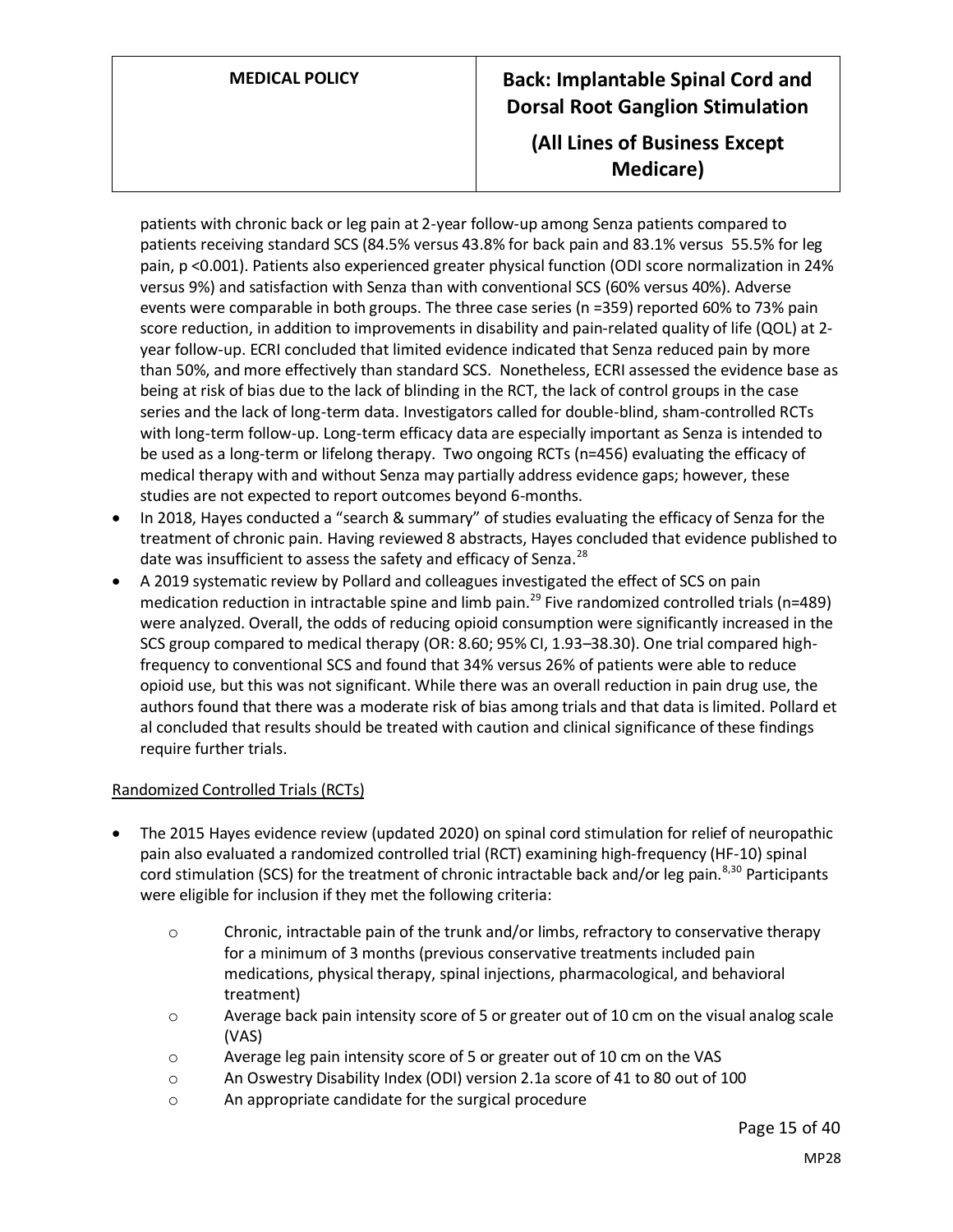patients with chronic back or leg pain at 2-year follow-up among Senza patients compared to patients receiving standard SCS (84.5% versus 43.8% for back pain and 83.1% versus 55.5% for leg pain, p <0.001). Patients also experienced greater physical function (ODI score normalization in 24% versus 9%) and satisfaction with Senza than with conventional SCS (60% versus 40%). Adverse events were comparable in both groups. The three case series (n =359) reported 60% to 73% pain score reduction, in addition to improvements in disability and pain-related quality of life (QOL) at 2-year follow-up. ECRI concluded that limited evidence indicated that Senza reduced pain by more than 50%, and more effectively than standard SCS. Nonetheless, ECRI assessed the evidence base as being at risk of bias due to the lack of blinding in the RCT, the lack of control groups in the case series and the lack of long-term data. Investigators called for double-blind, sham-controlled RCTs with long-term follow-up. Long-term efficacy data are especially important as Senza is intended to be used as a long-term or lifelong therapy. Two ongoing RCTs (n=456) evaluating the efficacy of medical therapy with and without Senza may partially address evidence gaps; however, these studies are not expected to report outcomes beyond 6-months.

- In 2018, Hayes conducted a "search & summary" of studies evaluating the efficacy of Senza for the treatment of chronic pain. Having reviewed 8 abstracts, Hayes concluded that evidence published to date was insufficient to assess the safety and efficacy of Senza.[28]
- A 2019 systematic review by Pollard and colleagues investigated the effect of SCS on pain medication reduction in intractable spine and limb pain.[29] Five randomized controlled trials (n=489) were analyzed. Overall, the odds of reducing opioid consumption were significantly increased in the SCS group compared to medical therapy (OR: 8.60; 95% CI, 1.93–38.30). One trial compared high-frequency to conventional SCS and found that 34% versus 26% of patients were able to reduce opioid use, but this was not significant. While there was an overall reduction in pain drug use, the authors found that there was a moderate risk of bias among trials and that data is limited. Pollard et al concluded that results should be treated with caution and clinical significance of these findings require further trials.

Randomized Controlled Trials (RCTs)

- The 2015 Hayes evidence review (updated 2020) on spinal cord stimulation for relief of neuropathic pain also evaluated a randomized controlled trial (RCT) examining high-frequency (HF-10) spinal cord stimulation (SCS) for the treatment of chronic intractable back and/or leg pain.[8,30] Participants were eligible for inclusion if they met the following criteria:
  - Chronic, intractable pain of the trunk and/or limbs, refractory to conservative therapy for a minimum of 3 months (previous conservative treatments included pain medications, physical therapy, spinal injections, pharmacological, and behavioral treatment)
  - Average back pain intensity score of 5 or greater out of 10 cm on the visual analog scale (VAS)
  - Average leg pain intensity score of 5 or greater out of 10 cm on the VAS
  - An Oswestry Disability Index (ODI) version 2.1a score of 41 to 80 out of 100
  - An appropriate candidate for the surgical procedure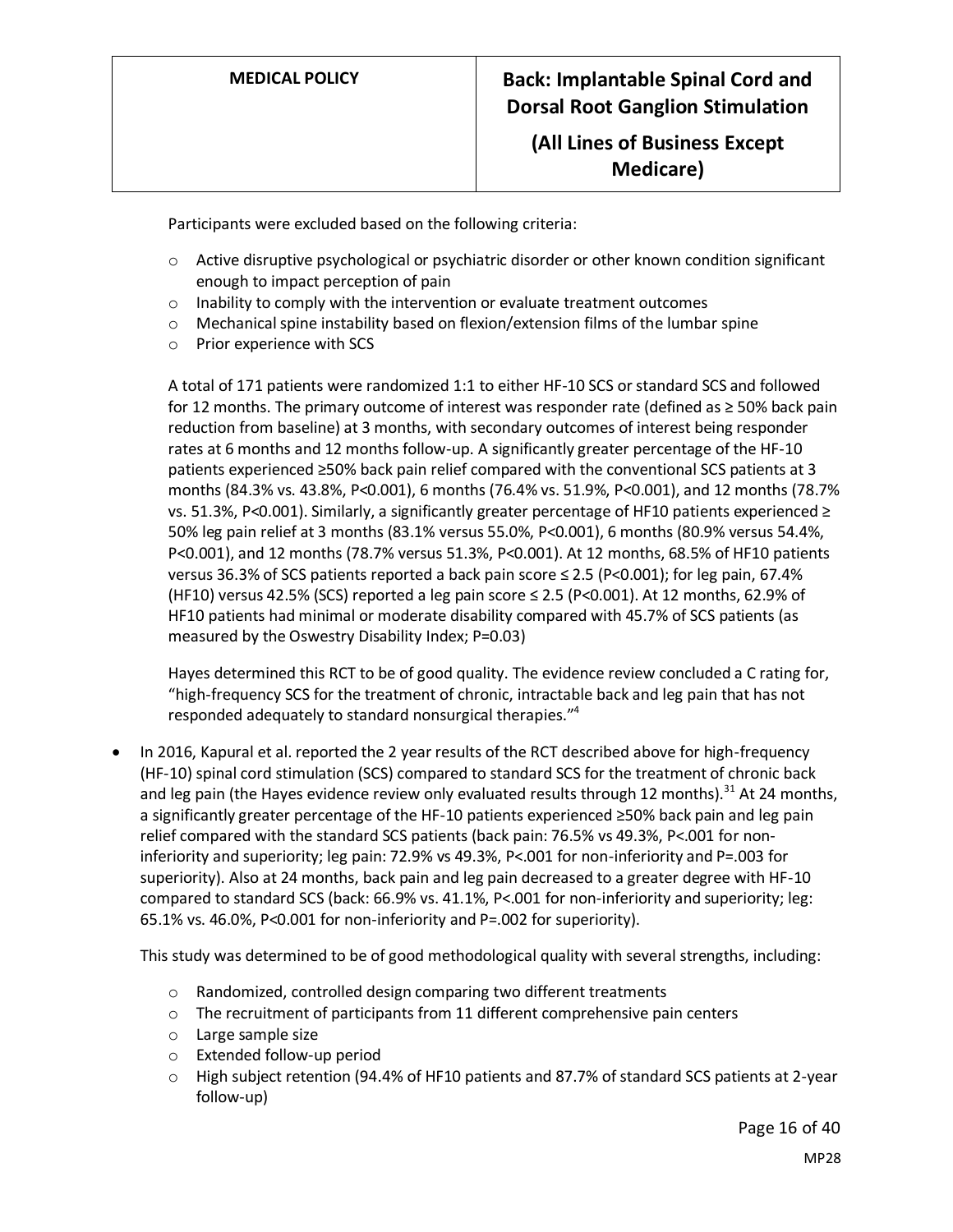Participants were excluded based on the following criteria:

- Active disruptive psychological or psychiatric disorder or other known condition significant enough to impact perception of pain
- Inability to comply with the intervention or evaluate treatment outcomes
- Mechanical spine instability based on flexion/extension films of the lumbar spine
- Prior experience with SCS

A total of 171 patients were randomized 1:1 to either HF-10 SCS or standard SCS and followed for 12 months. The primary outcome of interest was responder rate (defined as ≥ 50% back pain reduction from baseline) at 3 months, with secondary outcomes of interest being responder rates at 6 months and 12 months follow-up. A significantly greater percentage of the HF-10 patients experienced ≥50% back pain relief compared with the conventional SCS patients at 3 months (84.3% vs. 43.8%, P<0.001), 6 months (76.4% vs. 51.9%, P<0.001), and 12 months (78.7% vs. 51.3%, P<0.001). Similarly, a significantly greater percentage of HF10 patients experienced ≥ 50% leg pain relief at 3 months (83.1% versus 55.0%, P<0.001), 6 months (80.9% versus 54.4%, P<0.001), and 12 months (78.7% versus 51.3%, P<0.001). At 12 months, 68.5% of HF10 patients versus 36.3% of SCS patients reported a back pain score ≤ 2.5 (P<0.001); for leg pain, 67.4% (HF10) versus 42.5% (SCS) reported a leg pain score ≤ 2.5 (P<0.001). At 12 months, 62.9% of HF10 patients had minimal or moderate disability compared with 45.7% of SCS patients (as measured by the Oswestry Disability Index; P=0.03)

Hayes determined this RCT to be of good quality. The evidence review concluded a C rating for, "high-frequency SCS for the treatment of chronic, intractable back and leg pain that has not responded adequately to standard nonsurgical therapies."[4]

- In 2016, Kapural et al. reported the 2 year results of the RCT described above for high-frequency (HF-10) spinal cord stimulation (SCS) compared to standard SCS for the treatment of chronic back and leg pain (the Hayes evidence review only evaluated results through 12 months).[31] At 24 months, a significantly greater percentage of the HF-10 patients experienced ≥50% back pain and leg pain relief compared with the standard SCS patients (back pain: 76.5% vs 49.3%, P<.001 for non-inferiority and superiority; leg pain: 72.9% vs 49.3%, P<.001 for non-inferiority and P=.003 for superiority). Also at 24 months, back pain and leg pain decreased to a greater degree with HF-10 compared to standard SCS (back: 66.9% vs. 41.1%, P<.001 for non-inferiority and superiority; leg: 65.1% vs. 46.0%, P<0.001 for non-inferiority and P=.002 for superiority).

  This study was determined to be of good methodological quality with several strengths, including:

  - Randomized, controlled design comparing two different treatments
  - The recruitment of participants from 11 different comprehensive pain centers
  - Large sample size
  - Extended follow-up period
  - High subject retention (94.4% of HF10 patients and 87.7% of standard SCS patients at 2-year follow-up)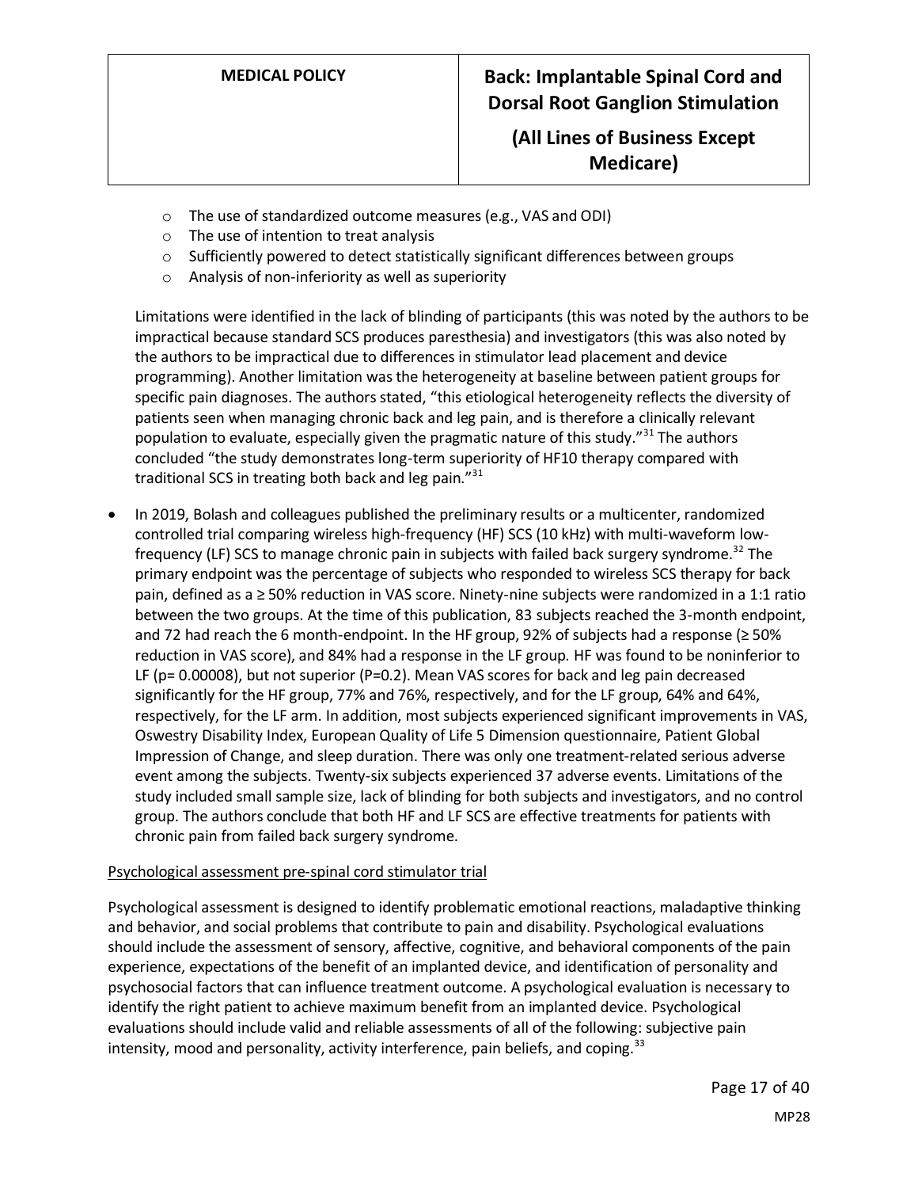- The use of standardized outcome measures (e.g., VAS and ODI)
    - The use of intention to treat analysis
    - Sufficiently powered to detect statistically significant differences between groups
    - Analysis of non-inferiority as well as superiority

  Limitations were identified in the lack of blinding of participants (this was noted by the authors to be impractical because standard SCS produces paresthesia) and investigators (this was also noted by the authors to be impractical due to differences in stimulator lead placement and device programming). Another limitation was the heterogeneity at baseline between patient groups for specific pain diagnoses. The authors stated, "this etiological heterogeneity reflects the diversity of patients seen when managing chronic back and leg pain, and is therefore a clinically relevant population to evaluate, especially given the pragmatic nature of this study."[31] The authors concluded "the study demonstrates long-term superiority of HF10 therapy compared with traditional SCS in treating both back and leg pain."[31]

- In 2019, Bolash and colleagues published the preliminary results or a multicenter, randomized controlled trial comparing wireless high-frequency (HF) SCS (10 kHz) with multi-waveform low-frequency (LF) SCS to manage chronic pain in subjects with failed back surgery syndrome.[32] The primary endpoint was the percentage of subjects who responded to wireless SCS therapy for back pain, defined as a ≥ 50% reduction in VAS score. Ninety-nine subjects were randomized in a 1:1 ratio between the two groups. At the time of this publication, 83 subjects reached the 3-month endpoint, and 72 had reach the 6 month-endpoint. In the HF group, 92% of subjects had a response (≥ 50% reduction in VAS score), and 84% had a response in the LF group. HF was found to be noninferior to LF ($p = 0.00008$), but not superior ($P = 0.2$). Mean VAS scores for back and leg pain decreased significantly for the HF group, 77% and 76%, respectively, and for the LF group, 64% and 64%, respectively, for the LF arm. In addition, most subjects experienced significant improvements in VAS, Oswestry Disability Index, European Quality of Life 5 Dimension questionnaire, Patient Global Impression of Change, and sleep duration. There was only one treatment-related serious adverse event among the subjects. Twenty-six subjects experienced 37 adverse events. Limitations of the study included small sample size, lack of blinding for both subjects and investigators, and no control group. The authors conclude that both HF and LF SCS are effective treatments for patients with chronic pain from failed back surgery syndrome.

Psychological assessment pre-spinal cord stimulator trial

Psychological assessment is designed to identify problematic emotional reactions, maladaptive thinking and behavior, and social problems that contribute to pain and disability. Psychological evaluations should include the assessment of sensory, affective, cognitive, and behavioral components of the pain experience, expectations of the benefit of an implanted device, and identification of personality and psychosocial factors that can influence treatment outcome. A psychological evaluation is necessary to identify the right patient to achieve maximum benefit from an implanted device. Psychological evaluations should include valid and reliable assessments of all of the following: subjective pain intensity, mood and personality, activity interference, pain beliefs, and coping.[33]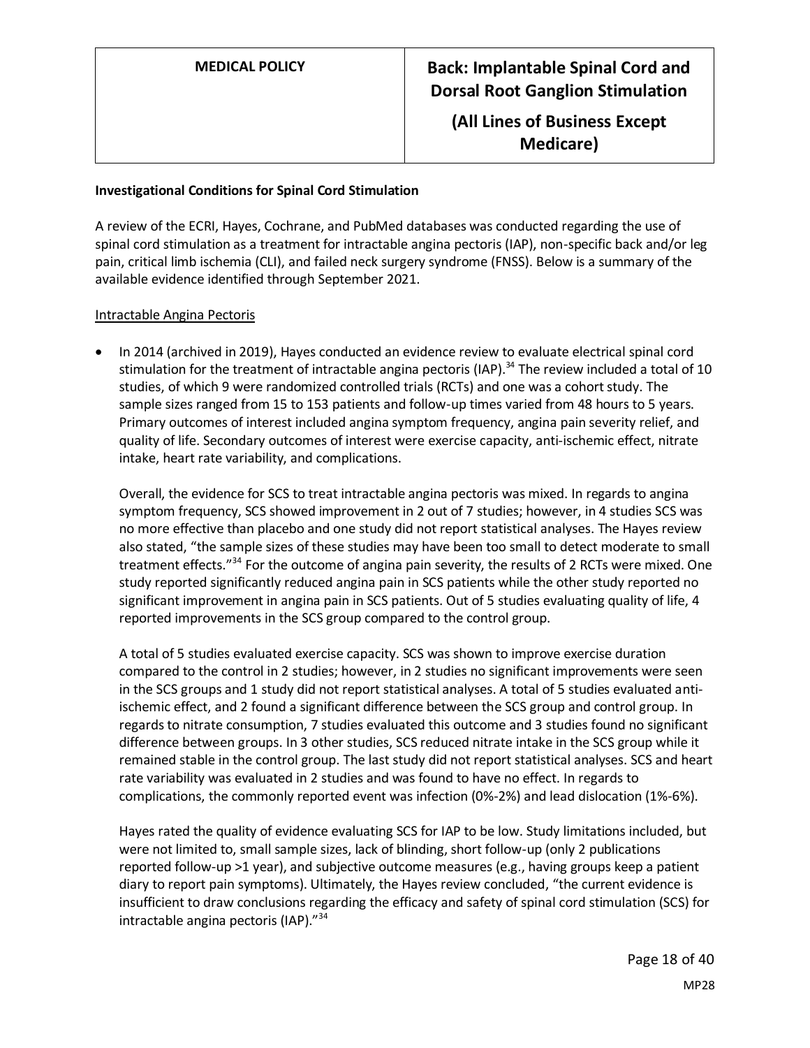**Investigational Conditions for Spinal Cord Stimulation**

A review of the ECRI, Hayes, Cochrane, and PubMed databases was conducted regarding the use of spinal cord stimulation as a treatment for intractable angina pectoris (IAP), non-specific back and/or leg pain, critical limb ischemia (CLI), and failed neck surgery syndrome (FNSS). Below is a summary of the available evidence identified through September 2021.

Intractable Angina Pectoris

- In 2014 (archived in 2019), Hayes conducted an evidence review to evaluate electrical spinal cord stimulation for the treatment of intractable angina pectoris (IAP).[34] The review included a total of 10 studies, of which 9 were randomized controlled trials (RCTs) and one was a cohort study. The sample sizes ranged from 15 to 153 patients and follow-up times varied from 48 hours to 5 years. Primary outcomes of interest included angina symptom frequency, angina pain severity relief, and quality of life. Secondary outcomes of interest were exercise capacity, anti-ischemic effect, nitrate intake, heart rate variability, and complications.

  Overall, the evidence for SCS to treat intractable angina pectoris was mixed. In regards to angina symptom frequency, SCS showed improvement in 2 out of 7 studies; however, in 4 studies SCS was no more effective than placebo and one study did not report statistical analyses. The Hayes review also stated, "the sample sizes of these studies may have been too small to detect moderate to small treatment effects."[34] For the outcome of angina pain severity, the results of 2 RCTs were mixed. One study reported significantly reduced angina pain in SCS patients while the other study reported no significant improvement in angina pain in SCS patients. Out of 5 studies evaluating quality of life, 4 reported improvements in the SCS group compared to the control group.

  A total of 5 studies evaluated exercise capacity. SCS was shown to improve exercise duration compared to the control in 2 studies; however, in 2 studies no significant improvements were seen in the SCS groups and 1 study did not report statistical analyses. A total of 5 studies evaluated anti-ischemic effect, and 2 found a significant difference between the SCS group and control group. In regards to nitrate consumption, 7 studies evaluated this outcome and 3 studies found no significant difference between groups. In 3 other studies, SCS reduced nitrate intake in the SCS group while it remained stable in the control group. The last study did not report statistical analyses. SCS and heart rate variability was evaluated in 2 studies and was found to have no effect. In regards to complications, the commonly reported event was infection (0%-2%) and lead dislocation (1%-6%).

  Hayes rated the quality of evidence evaluating SCS for IAP to be low. Study limitations included, but were not limited to, small sample sizes, lack of blinding, short follow-up (only 2 publications reported follow-up >1 year), and subjective outcome measures (e.g., having groups keep a patient diary to report pain symptoms). Ultimately, the Hayes review concluded, "the current evidence is insufficient to draw conclusions regarding the efficacy and safety of spinal cord stimulation (SCS) for intractable angina pectoris (IAP)."[34]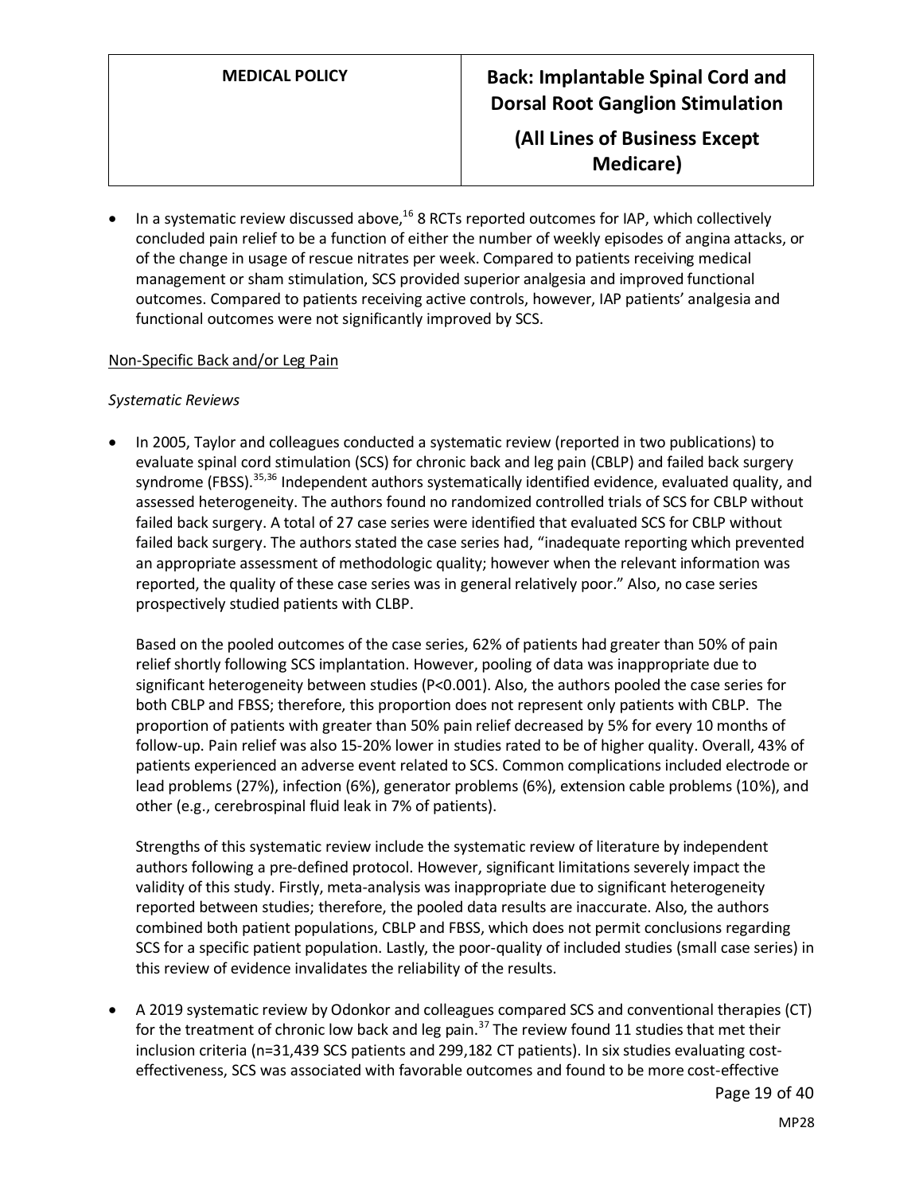- In a systematic review discussed above,[16] 8 RCTs reported outcomes for IAP, which collectively concluded pain relief to be a function of either the number of weekly episodes of angina attacks, or of the change in usage of rescue nitrates per week. Compared to patients receiving medical management or sham stimulation, SCS provided superior analgesia and improved functional outcomes. Compared to patients receiving active controls, however, IAP patients' analgesia and functional outcomes were not significantly improved by SCS.

Non-Specific Back and/or Leg Pain

*Systematic Reviews*

- In 2005, Taylor and colleagues conducted a systematic review (reported in two publications) to evaluate spinal cord stimulation (SCS) for chronic back and leg pain (CBLP) and failed back surgery syndrome (FBSS).[35,36] Independent authors systematically identified evidence, evaluated quality, and assessed heterogeneity. The authors found no randomized controlled trials of SCS for CBLP without failed back surgery. A total of 27 case series were identified that evaluated SCS for CBLP without failed back surgery. The authors stated the case series had, "inadequate reporting which prevented an appropriate assessment of methodologic quality; however when the relevant information was reported, the quality of these case series was in general relatively poor." Also, no case series prospectively studied patients with CLBP.

  Based on the pooled outcomes of the case series, 62% of patients had greater than 50% of pain relief shortly following SCS implantation. However, pooling of data was inappropriate due to significant heterogeneity between studies (P<0.001). Also, the authors pooled the case series for both CBLP and FBSS; therefore, this proportion does not represent only patients with CBLP. The proportion of patients with greater than 50% pain relief decreased by 5% for every 10 months of follow-up. Pain relief was also 15-20% lower in studies rated to be of higher quality. Overall, 43% of patients experienced an adverse event related to SCS. Common complications included electrode or lead problems (27%), infection (6%), generator problems (6%), extension cable problems (10%), and other (e.g., cerebrospinal fluid leak in 7% of patients).

  Strengths of this systematic review include the systematic review of literature by independent authors following a pre-defined protocol. However, significant limitations severely impact the validity of this study. Firstly, meta-analysis was inappropriate due to significant heterogeneity reported between studies; therefore, the pooled data results are inaccurate. Also, the authors combined both patient populations, CBLP and FBSS, which does not permit conclusions regarding SCS for a specific patient population. Lastly, the poor-quality of included studies (small case series) in this review of evidence invalidates the reliability of the results.

- A 2019 systematic review by Odonkor and colleagues compared SCS and conventional therapies (CT) for the treatment of chronic low back and leg pain.[37] The review found 11 studies that met their inclusion criteria (n=31,439 SCS patients and 299,182 CT patients). In six studies evaluating cost-effectiveness, SCS was associated with favorable outcomes and found to be more cost-effective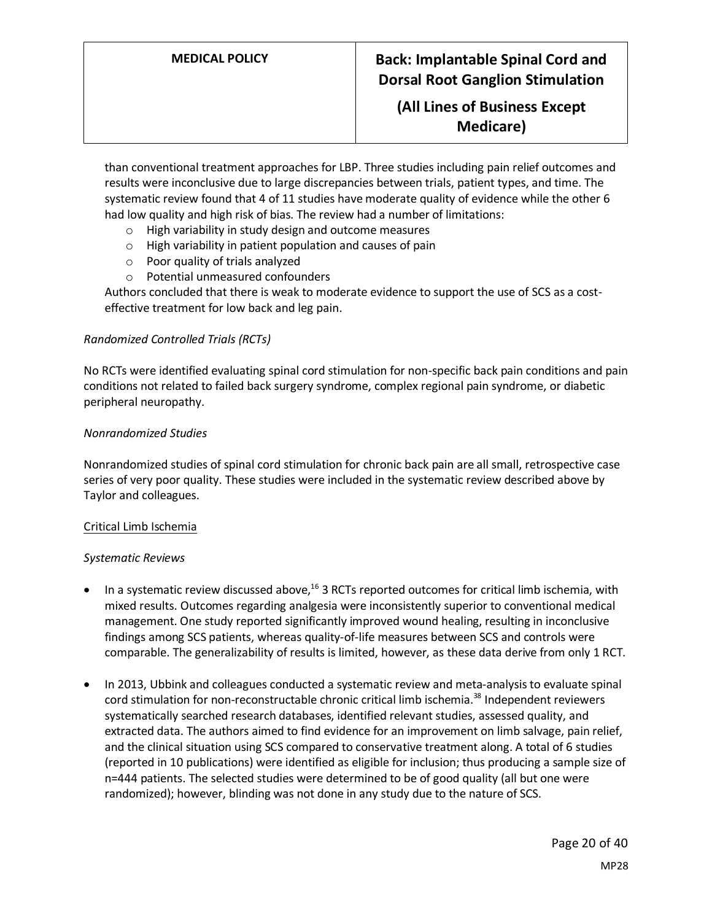than conventional treatment approaches for LBP. Three studies including pain relief outcomes and results were inconclusive due to large discrepancies between trials, patient types, and time. The systematic review found that 4 of 11 studies have moderate quality of evidence while the other 6 had low quality and high risk of bias. The review had a number of limitations:

- High variability in study design and outcome measures
- High variability in patient population and causes of pain
- Poor quality of trials analyzed
- Potential unmeasured confounders

Authors concluded that there is weak to moderate evidence to support the use of SCS as a cost-effective treatment for low back and leg pain.

*Randomized Controlled Trials (RCTs)*

No RCTs were identified evaluating spinal cord stimulation for non-specific back pain conditions and pain conditions not related to failed back surgery syndrome, complex regional pain syndrome, or diabetic peripheral neuropathy.

*Nonrandomized Studies*

Nonrandomized studies of spinal cord stimulation for chronic back pain are all small, retrospective case series of very poor quality. These studies were included in the systematic review described above by Taylor and colleagues.

<u>Critical Limb Ischemia</u>

*Systematic Reviews*

- In a systematic review discussed above,[16] 3 RCTs reported outcomes for critical limb ischemia, with mixed results. Outcomes regarding analgesia were inconsistently superior to conventional medical management. One study reported significantly improved wound healing, resulting in inconclusive findings among SCS patients, whereas quality-of-life measures between SCS and controls were comparable. The generalizability of results is limited, however, as these data derive from only 1 RCT.

- In 2013, Ubbink and colleagues conducted a systematic review and meta-analysis to evaluate spinal cord stimulation for non-reconstructable chronic critical limb ischemia.[38] Independent reviewers systematically searched research databases, identified relevant studies, assessed quality, and extracted data. The authors aimed to find evidence for an improvement on limb salvage, pain relief, and the clinical situation using SCS compared to conservative treatment along. A total of 6 studies (reported in 10 publications) were identified as eligible for inclusion; thus producing a sample size of n=444 patients. The selected studies were determined to be of good quality (all but one were randomized); however, blinding was not done in any study due to the nature of SCS.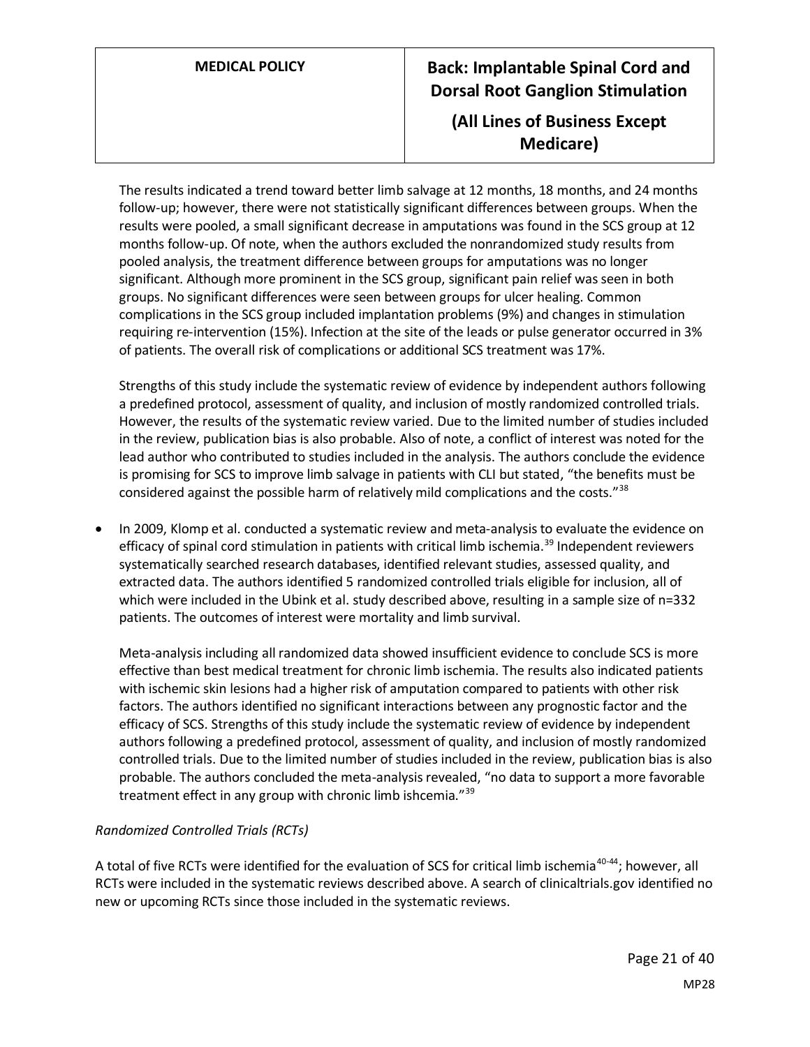The results indicated a trend toward better limb salvage at 12 months, 18 months, and 24 months follow-up; however, there were not statistically significant differences between groups. When the results were pooled, a small significant decrease in amputations was found in the SCS group at 12 months follow-up. Of note, when the authors excluded the nonrandomized study results from pooled analysis, the treatment difference between groups for amputations was no longer significant. Although more prominent in the SCS group, significant pain relief was seen in both groups. No significant differences were seen between groups for ulcer healing. Common complications in the SCS group included implantation problems (9%) and changes in stimulation requiring re-intervention (15%). Infection at the site of the leads or pulse generator occurred in 3% of patients. The overall risk of complications or additional SCS treatment was 17%.

Strengths of this study include the systematic review of evidence by independent authors following a predefined protocol, assessment of quality, and inclusion of mostly randomized controlled trials. However, the results of the systematic review varied. Due to the limited number of studies included in the review, publication bias is also probable. Also of note, a conflict of interest was noted for the lead author who contributed to studies included in the analysis. The authors conclude the evidence is promising for SCS to improve limb salvage in patients with CLI but stated, "the benefits must be considered against the possible harm of relatively mild complications and the costs."[38]

- In 2009, Klomp et al. conducted a systematic review and meta-analysis to evaluate the evidence on efficacy of spinal cord stimulation in patients with critical limb ischemia.[39] Independent reviewers systematically searched research databases, identified relevant studies, assessed quality, and extracted data. The authors identified 5 randomized controlled trials eligible for inclusion, all of which were included in the Ubink et al. study described above, resulting in a sample size of n=332 patients. The outcomes of interest were mortality and limb survival.

  Meta-analysis including all randomized data showed insufficient evidence to conclude SCS is more effective than best medical treatment for chronic limb ischemia. The results also indicated patients with ischemic skin lesions had a higher risk of amputation compared to patients with other risk factors. The authors identified no significant interactions between any prognostic factor and the efficacy of SCS. Strengths of this study include the systematic review of evidence by independent authors following a predefined protocol, assessment of quality, and inclusion of mostly randomized controlled trials. Due to the limited number of studies included in the review, publication bias is also probable. The authors concluded the meta-analysis revealed, "no data to support a more favorable treatment effect in any group with chronic limb ishcemia."[39]

*Randomized Controlled Trials (RCTs)*

A total of five RCTs were identified for the evaluation of SCS for critical limb ischemia[40-44]; however, all RCTs were included in the systematic reviews described above. A search of clinicaltrials.gov identified no new or upcoming RCTs since those included in the systematic reviews.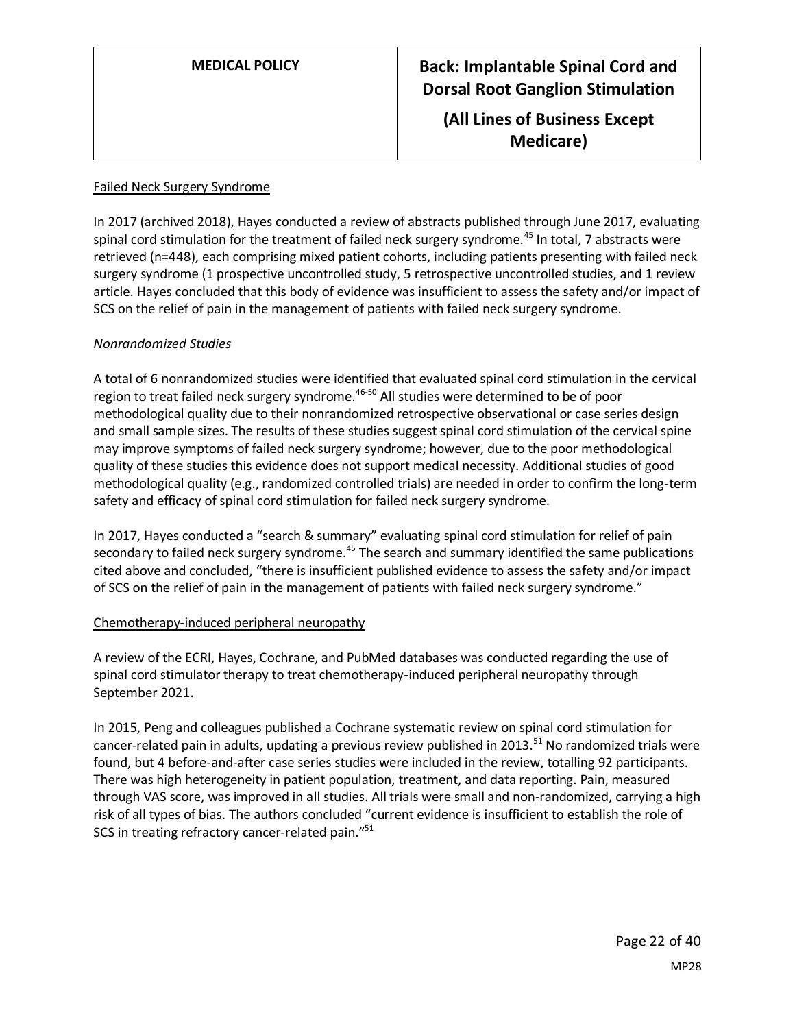Failed Neck Surgery Syndrome

In 2017 (archived 2018), Hayes conducted a review of abstracts published through June 2017, evaluating spinal cord stimulation for the treatment of failed neck surgery syndrome.[45] In total, 7 abstracts were retrieved (n=448), each comprising mixed patient cohorts, including patients presenting with failed neck surgery syndrome (1 prospective uncontrolled study, 5 retrospective uncontrolled studies, and 1 review article. Hayes concluded that this body of evidence was insufficient to assess the safety and/or impact of SCS on the relief of pain in the management of patients with failed neck surgery syndrome.

*Nonrandomized Studies*

A total of 6 nonrandomized studies were identified that evaluated spinal cord stimulation in the cervical region to treat failed neck surgery syndrome.[46-50] All studies were determined to be of poor methodological quality due to their nonrandomized retrospective observational or case series design and small sample sizes. The results of these studies suggest spinal cord stimulation of the cervical spine may improve symptoms of failed neck surgery syndrome; however, due to the poor methodological quality of these studies this evidence does not support medical necessity. Additional studies of good methodological quality (e.g., randomized controlled trials) are needed in order to confirm the long-term safety and efficacy of spinal cord stimulation for failed neck surgery syndrome.

In 2017, Hayes conducted a "search & summary" evaluating spinal cord stimulation for relief of pain secondary to failed neck surgery syndrome.[45] The search and summary identified the same publications cited above and concluded, "there is insufficient published evidence to assess the safety and/or impact of SCS on the relief of pain in the management of patients with failed neck surgery syndrome."

Chemotherapy-induced peripheral neuropathy

A review of the ECRI, Hayes, Cochrane, and PubMed databases was conducted regarding the use of spinal cord stimulator therapy to treat chemotherapy-induced peripheral neuropathy through September 2021.

In 2015, Peng and colleagues published a Cochrane systematic review on spinal cord stimulation for cancer-related pain in adults, updating a previous review published in 2013.[51] No randomized trials were found, but 4 before-and-after case series studies were included in the review, totalling 92 participants. There was high heterogeneity in patient population, treatment, and data reporting. Pain, measured through VAS score, was improved in all studies. All trials were small and non-randomized, carrying a high risk of all types of bias. The authors concluded "current evidence is insufficient to establish the role of SCS in treating refractory cancer-related pain."[51]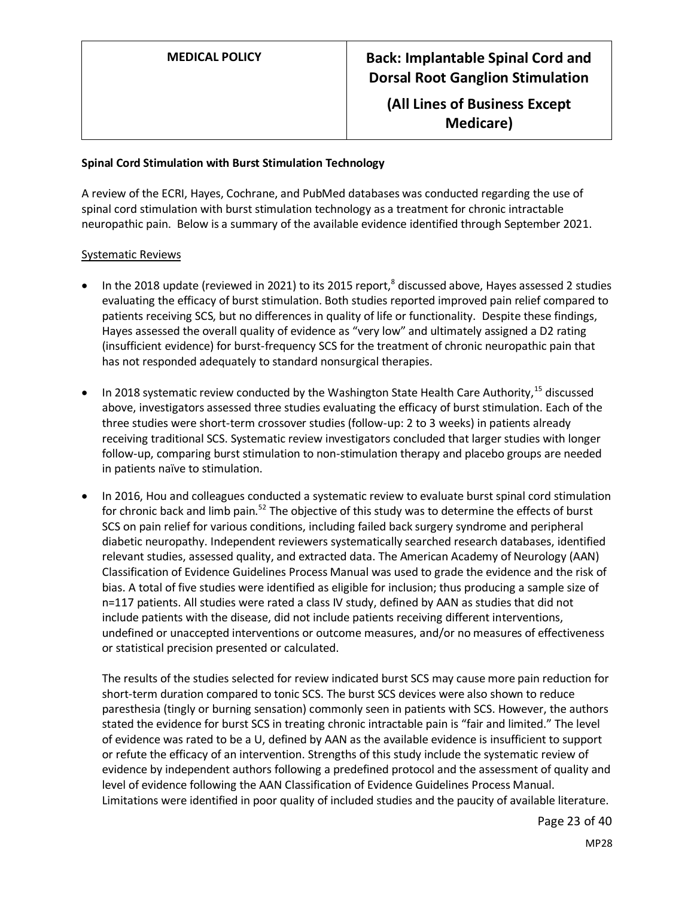**Spinal Cord Stimulation with Burst Stimulation Technology**

A review of the ECRI, Hayes, Cochrane, and PubMed databases was conducted regarding the use of spinal cord stimulation with burst stimulation technology as a treatment for chronic intractable neuropathic pain. Below is a summary of the available evidence identified through September 2021.

<u>Systematic Reviews</u>

- In the 2018 update (reviewed in 2021) to its 2015 report,[8] discussed above, Hayes assessed 2 studies evaluating the efficacy of burst stimulation. Both studies reported improved pain relief compared to patients receiving SCS, but no differences in quality of life or functionality. Despite these findings, Hayes assessed the overall quality of evidence as "very low" and ultimately assigned a D2 rating (insufficient evidence) for burst-frequency SCS for the treatment of chronic neuropathic pain that has not responded adequately to standard nonsurgical therapies.

- In 2018 systematic review conducted by the Washington State Health Care Authority,[15] discussed above, investigators assessed three studies evaluating the efficacy of burst stimulation. Each of the three studies were short-term crossover studies (follow-up: 2 to 3 weeks) in patients already receiving traditional SCS. Systematic review investigators concluded that larger studies with longer follow-up, comparing burst stimulation to non-stimulation therapy and placebo groups are needed in patients naïve to stimulation.

- In 2016, Hou and colleagues conducted a systematic review to evaluate burst spinal cord stimulation for chronic back and limb pain.[52] The objective of this study was to determine the effects of burst SCS on pain relief for various conditions, including failed back surgery syndrome and peripheral diabetic neuropathy. Independent reviewers systematically searched research databases, identified relevant studies, assessed quality, and extracted data. The American Academy of Neurology (AAN) Classification of Evidence Guidelines Process Manual was used to grade the evidence and the risk of bias. A total of five studies were identified as eligible for inclusion; thus producing a sample size of n=117 patients. All studies were rated a class IV study, defined by AAN as studies that did not include patients with the disease, did not include patients receiving different interventions, undefined or unaccepted interventions or outcome measures, and/or no measures of effectiveness or statistical precision presented or calculated.

  The results of the studies selected for review indicated burst SCS may cause more pain reduction for short-term duration compared to tonic SCS. The burst SCS devices were also shown to reduce paresthesia (tingly or burning sensation) commonly seen in patients with SCS. However, the authors stated the evidence for burst SCS in treating chronic intractable pain is "fair and limited." The level of evidence was rated to be a U, defined by AAN as the available evidence is insufficient to support or refute the efficacy of an intervention. Strengths of this study include the systematic review of evidence by independent authors following a predefined protocol and the assessment of quality and level of evidence following the AAN Classification of Evidence Guidelines Process Manual. Limitations were identified in poor quality of included studies and the paucity of available literature.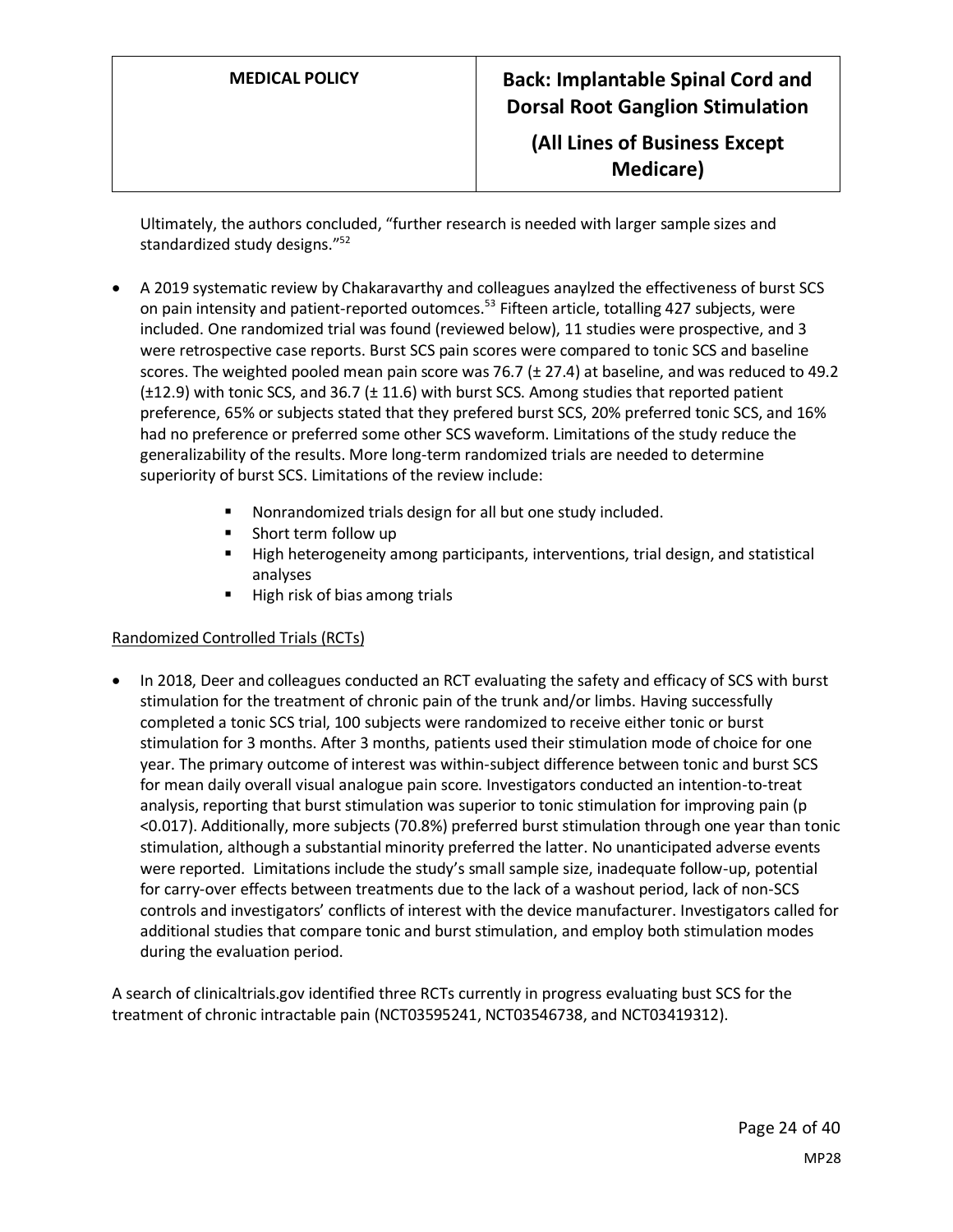Ultimately, the authors concluded, "further research is needed with larger sample sizes and standardized study designs."[52]

- A 2019 systematic review by Chakaravarthy and colleagues anaylzed the effectiveness of burst SCS on pain intensity and patient-reported outomces.[53] Fifteen article, totalling 427 subjects, were included. One randomized trial was found (reviewed below), 11 studies were prospective, and 3 were retrospective case reports. Burst SCS pain scores were compared to tonic SCS and baseline scores. The weighted pooled mean pain score was 76.7 (± 27.4) at baseline, and was reduced to 49.2 (±12.9) with tonic SCS, and 36.7 (± 11.6) with burst SCS. Among studies that reported patient preference, 65% or subjects stated that they prefered burst SCS, 20% preferred tonic SCS, and 16% had no preference or preferred some other SCS waveform. Limitations of the study reduce the generalizability of the results. More long-term randomized trials are needed to determine superiority of burst SCS. Limitations of the review include:
    - Nonrandomized trials design for all but one study included.
    - Short term follow up
    - High heterogeneity among participants, interventions, trial design, and statistical analyses
    - High risk of bias among trials

<u>Randomized Controlled Trials (RCTs)</u>

- In 2018, Deer and colleagues conducted an RCT evaluating the safety and efficacy of SCS with burst stimulation for the treatment of chronic pain of the trunk and/or limbs. Having successfully completed a tonic SCS trial, 100 subjects were randomized to receive either tonic or burst stimulation for 3 months. After 3 months, patients used their stimulation mode of choice for one year. The primary outcome of interest was within-subject difference between tonic and burst SCS for mean daily overall visual analogue pain score. Investigators conducted an intention-to-treat analysis, reporting that burst stimulation was superior to tonic stimulation for improving pain ($p < 0.017$). Additionally, more subjects (70.8%) preferred burst stimulation through one year than tonic stimulation, although a substantial minority preferred the latter. No unanticipated adverse events were reported. Limitations include the study's small sample size, inadequate follow-up, potential for carry-over effects between treatments due to the lack of a washout period, lack of non-SCS controls and investigators' conflicts of interest with the device manufacturer. Investigators called for additional studies that compare tonic and burst stimulation, and employ both stimulation modes during the evaluation period.

A search of clinicaltrials.gov identified three RCTs currently in progress evaluating bust SCS for the treatment of chronic intractable pain (NCT03595241, NCT03546738, and NCT03419312).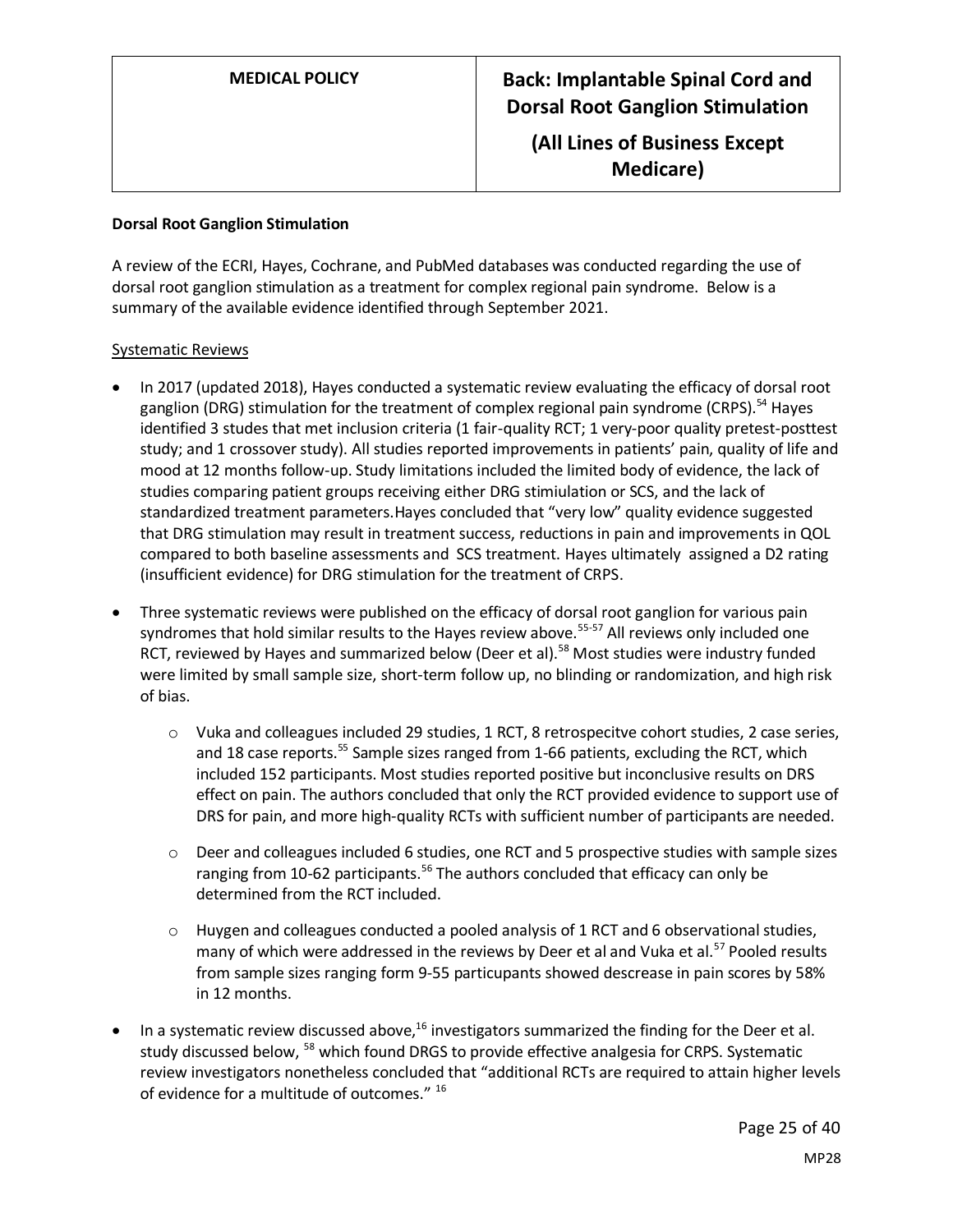**Dorsal Root Ganglion Stimulation**

A review of the ECRI, Hayes, Cochrane, and PubMed databases was conducted regarding the use of dorsal root ganglion stimulation as a treatment for complex regional pain syndrome. Below is a summary of the available evidence identified through September 2021.

Systematic Reviews

- In 2017 (updated 2018), Hayes conducted a systematic review evaluating the efficacy of dorsal root ganglion (DRG) stimulation for the treatment of complex regional pain syndrome (CRPS).[54] Hayes identified 3 studes that met inclusion criteria (1 fair-quality RCT; 1 very-poor quality pretest-posttest study; and 1 crossover study). All studies reported improvements in patients' pain, quality of life and mood at 12 months follow-up. Study limitations included the limited body of evidence, the lack of studies comparing patient groups receiving either DRG stimiulation or SCS, and the lack of standardized treatment parameters.Hayes concluded that "very low" quality evidence suggested that DRG stimulation may result in treatment success, reductions in pain and improvements in QOL compared to both baseline assessments and SCS treatment. Hayes ultimately assigned a D2 rating (insufficient evidence) for DRG stimulation for the treatment of CRPS.

- Three systematic reviews were published on the efficacy of dorsal root ganglion for various pain syndromes that hold similar results to the Hayes review above.[55-57] All reviews only included one RCT, reviewed by Hayes and summarized below (Deer et al).[58] Most studies were industry funded were limited by small sample size, short-term follow up, no blinding or randomization, and high risk of bias.
  - Vuka and colleagues included 29 studies, 1 RCT, 8 retrospecitve cohort studies, 2 case series, and 18 case reports.[55] Sample sizes ranged from 1-66 patients, excluding the RCT, which included 152 participants. Most studies reported positive but inconclusive results on DRS effect on pain. The authors concluded that only the RCT provided evidence to support use of DRS for pain, and more high-quality RCTs with sufficient number of participants are needed.
  - Deer and colleagues included 6 studies, one RCT and 5 prospective studies with sample sizes ranging from 10-62 participants.[56] The authors concluded that efficacy can only be determined from the RCT included.
  - Huygen and colleagues conducted a pooled analysis of 1 RCT and 6 observational studies, many of which were addressed in the reviews by Deer et al and Vuka et al.[57] Pooled results from sample sizes ranging form 9-55 particupants showed descrease in pain scores by 58% in 12 months.

- In a systematic review discussed above,[16] investigators summarized the finding for the Deer et al. study discussed below, [58] which found DRGS to provide effective analgesia for CRPS. Systematic review investigators nonetheless concluded that "additional RCTs are required to attain higher levels of evidence for a multitude of outcomes." [16]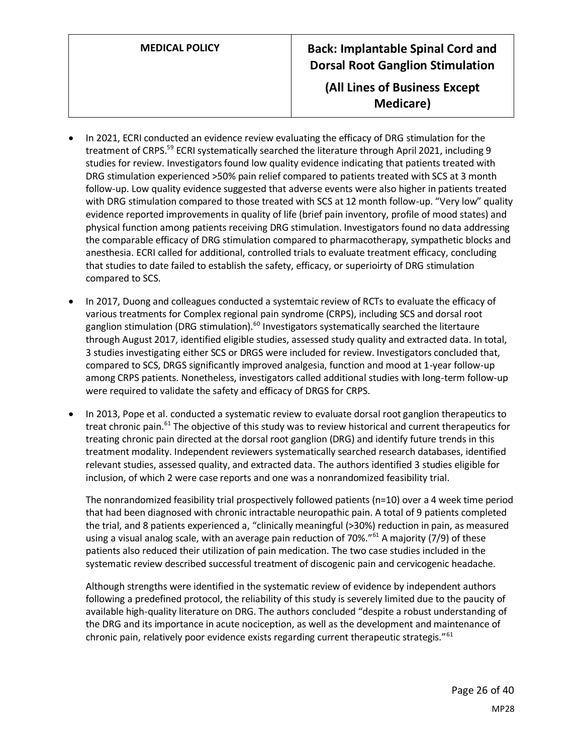- In 2021, ECRI conducted an evidence review evaluating the efficacy of DRG stimulation for the treatment of CRPS.[59] ECRI systematically searched the literature through April 2021, including 9 studies for review. Investigators found low quality evidence indicating that patients treated with DRG stimulation experienced >50% pain relief compared to patients treated with SCS at 3 month follow-up. Low quality evidence suggested that adverse events were also higher in patients treated with DRG stimulation compared to those treated with SCS at 12 month follow-up. "Very low" quality evidence reported improvements in quality of life (brief pain inventory, profile of mood states) and physical function among patients receiving DRG stimulation. Investigators found no data addressing the comparable efficacy of DRG stimulation compared to pharmacotherapy, sympathetic blocks and anesthesia. ECRI called for additional, controlled trials to evaluate treatment efficacy, concluding that studies to date failed to establish the safety, efficacy, or superioirty of DRG stimulation compared to SCS.

- In 2017, Duong and colleagues conducted a systemtaic review of RCTs to evaluate the efficacy of various treatments for Complex regional pain syndrome (CRPS), including SCS and dorsal root ganglion stimulation (DRG stimulation).[60] Investigators systematically searched the litertaure through August 2017, identified eligible studies, assessed study quality and extracted data. In total, 3 studies investigating either SCS or DRGS were included for review. Investigators concluded that, compared to SCS, DRGS significantly improved analgesia, function and mood at 1-year follow-up among CRPS patients. Nonetheless, investigators called additional studies with long-term follow-up were required to validate the safety and efficacy of DRGS for CRPS.

- In 2013, Pope et al. conducted a systematic review to evaluate dorsal root ganglion therapeutics to treat chronic pain.[61] The objective of this study was to review historical and current therapeutics for treating chronic pain directed at the dorsal root ganglion (DRG) and identify future trends in this treatment modality. Independent reviewers systematically searched research databases, identified relevant studies, assessed quality, and extracted data. The authors identified 3 studies eligible for inclusion, of which 2 were case reports and one was a nonrandomized feasibility trial.

  The nonrandomized feasibility trial prospectively followed patients (n=10) over a 4 week time period that had been diagnosed with chronic intractable neuropathic pain. A total of 9 patients completed the trial, and 8 patients experienced a, "clinically meaningful (>30%) reduction in pain, as measured using a visual analog scale, with an average pain reduction of 70%."[61] A majority (7/9) of these patients also reduced their utilization of pain medication. The two case studies included in the systematic review described successful treatment of discogenic pain and cervicogenic headache.

  Although strengths were identified in the systematic review of evidence by independent authors following a predefined protocol, the reliability of this study is severely limited due to the paucity of available high-quality literature on DRG. The authors concluded "despite a robust understanding of the DRG and its importance in acute nociception, as well as the development and maintenance of chronic pain, relatively poor evidence exists regarding current therapeutic strategis."[61]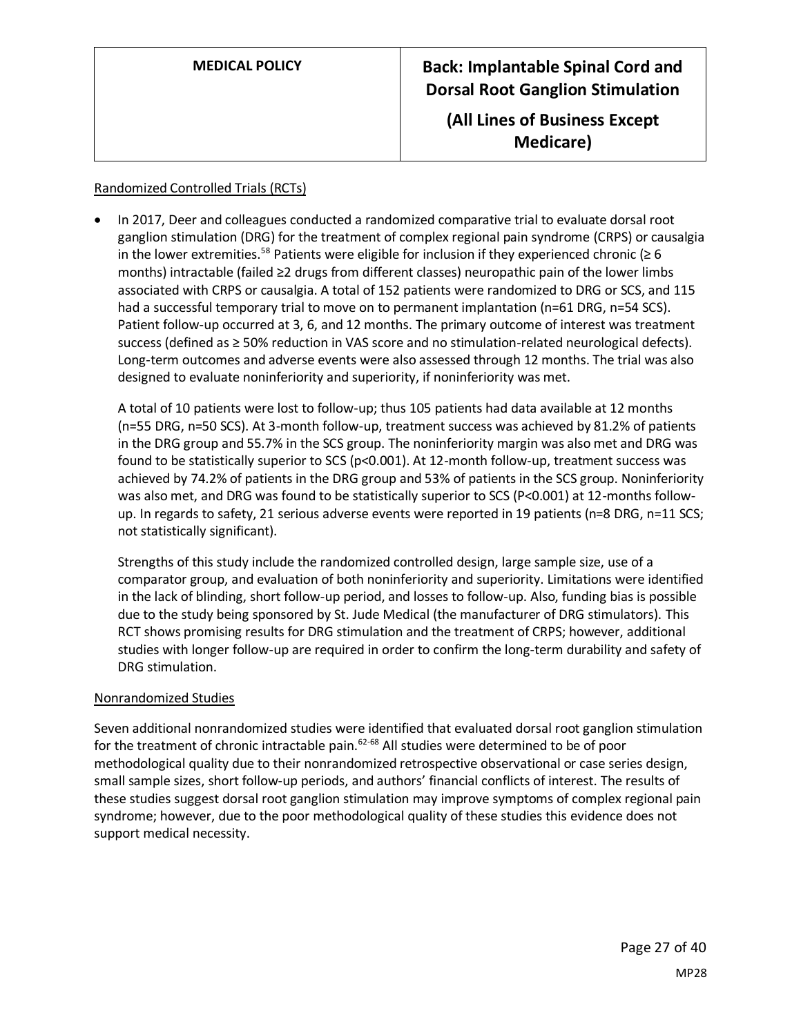Randomized Controlled Trials (RCTs)

- In 2017, Deer and colleagues conducted a randomized comparative trial to evaluate dorsal root ganglion stimulation (DRG) for the treatment of complex regional pain syndrome (CRPS) or causalgia in the lower extremities.[58] Patients were eligible for inclusion if they experienced chronic (≥ 6 months) intractable (failed ≥2 drugs from different classes) neuropathic pain of the lower limbs associated with CRPS or causalgia. A total of 152 patients were randomized to DRG or SCS, and 115 had a successful temporary trial to move on to permanent implantation (n=61 DRG, n=54 SCS). Patient follow-up occurred at 3, 6, and 12 months. The primary outcome of interest was treatment success (defined as ≥ 50% reduction in VAS score and no stimulation-related neurological defects). Long-term outcomes and adverse events were also assessed through 12 months. The trial was also designed to evaluate noninferiority and superiority, if noninferiority was met.

  A total of 10 patients were lost to follow-up; thus 105 patients had data available at 12 months (n=55 DRG, n=50 SCS). At 3-month follow-up, treatment success was achieved by 81.2% of patients in the DRG group and 55.7% in the SCS group. The noninferiority margin was also met and DRG was found to be statistically superior to SCS (p<0.001). At 12-month follow-up, treatment success was achieved by 74.2% of patients in the DRG group and 53% of patients in the SCS group. Noninferiority was also met, and DRG was found to be statistically superior to SCS (P<0.001) at 12-months follow-up. In regards to safety, 21 serious adverse events were reported in 19 patients (n=8 DRG, n=11 SCS; not statistically significant).

  Strengths of this study include the randomized controlled design, large sample size, use of a comparator group, and evaluation of both noninferiority and superiority. Limitations were identified in the lack of blinding, short follow-up period, and losses to follow-up. Also, funding bias is possible due to the study being sponsored by St. Jude Medical (the manufacturer of DRG stimulators). This RCT shows promising results for DRG stimulation and the treatment of CRPS; however, additional studies with longer follow-up are required in order to confirm the long-term durability and safety of DRG stimulation.

Nonrandomized Studies

Seven additional nonrandomized studies were identified that evaluated dorsal root ganglion stimulation for the treatment of chronic intractable pain.[62-68] All studies were determined to be of poor methodological quality due to their nonrandomized retrospective observational or case series design, small sample sizes, short follow-up periods, and authors' financial conflicts of interest. The results of these studies suggest dorsal root ganglion stimulation may improve symptoms of complex regional pain syndrome; however, due to the poor methodological quality of these studies this evidence does not support medical necessity.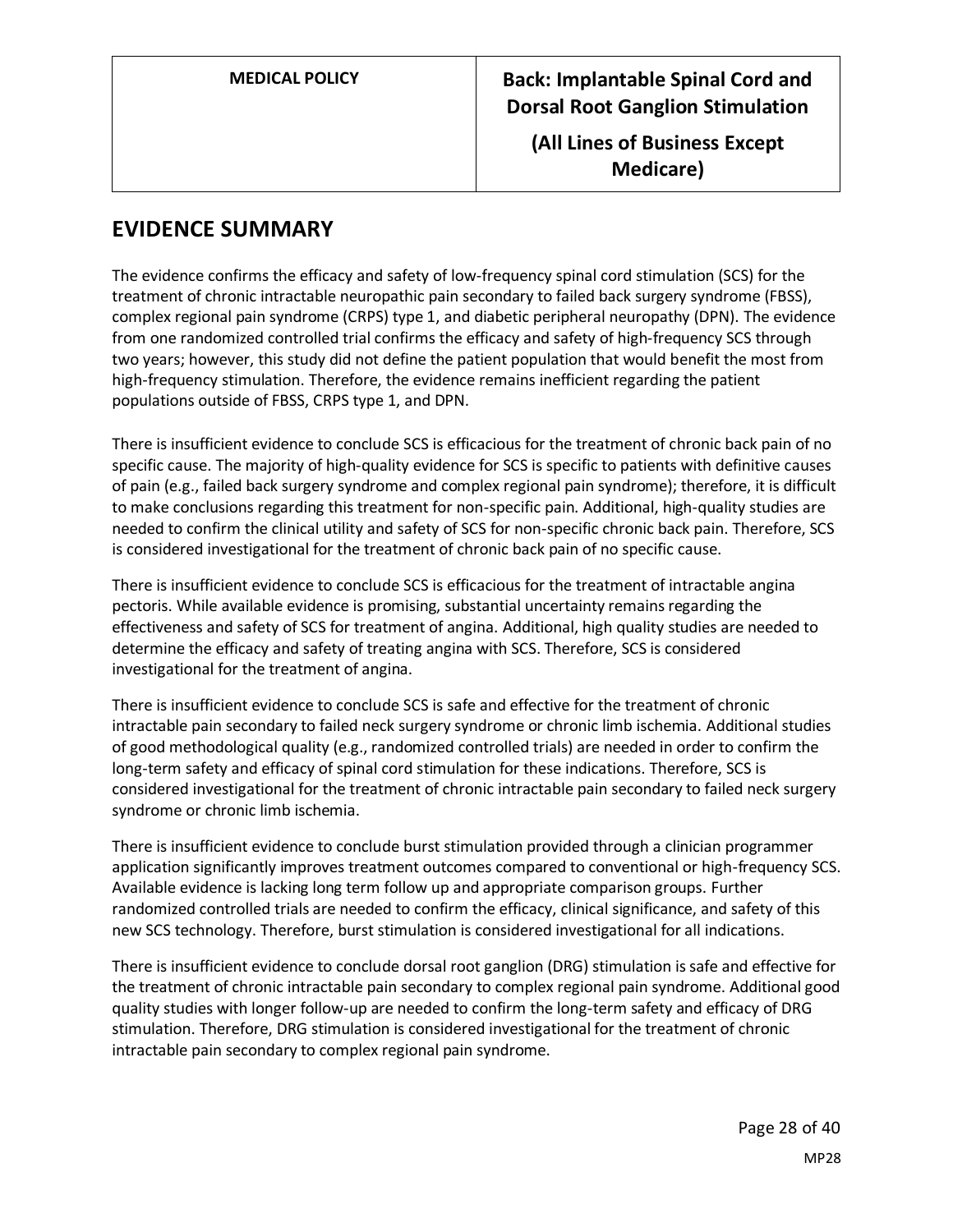## EVIDENCE SUMMARY

The evidence confirms the efficacy and safety of low-frequency spinal cord stimulation (SCS) for the treatment of chronic intractable neuropathic pain secondary to failed back surgery syndrome (FBSS), complex regional pain syndrome (CRPS) type 1, and diabetic peripheral neuropathy (DPN). The evidence from one randomized controlled trial confirms the efficacy and safety of high-frequency SCS through two years; however, this study did not define the patient population that would benefit the most from high-frequency stimulation. Therefore, the evidence remains inefficient regarding the patient populations outside of FBSS, CRPS type 1, and DPN.

There is insufficient evidence to conclude SCS is efficacious for the treatment of chronic back pain of no specific cause. The majority of high-quality evidence for SCS is specific to patients with definitive causes of pain (e.g., failed back surgery syndrome and complex regional pain syndrome); therefore, it is difficult to make conclusions regarding this treatment for non-specific pain. Additional, high-quality studies are needed to confirm the clinical utility and safety of SCS for non-specific chronic back pain. Therefore, SCS is considered investigational for the treatment of chronic back pain of no specific cause.

There is insufficient evidence to conclude SCS is efficacious for the treatment of intractable angina pectoris. While available evidence is promising, substantial uncertainty remains regarding the effectiveness and safety of SCS for treatment of angina. Additional, high quality studies are needed to determine the efficacy and safety of treating angina with SCS. Therefore, SCS is considered investigational for the treatment of angina.

There is insufficient evidence to conclude SCS is safe and effective for the treatment of chronic intractable pain secondary to failed neck surgery syndrome or chronic limb ischemia. Additional studies of good methodological quality (e.g., randomized controlled trials) are needed in order to confirm the long-term safety and efficacy of spinal cord stimulation for these indications. Therefore, SCS is considered investigational for the treatment of chronic intractable pain secondary to failed neck surgery syndrome or chronic limb ischemia.

There is insufficient evidence to conclude burst stimulation provided through a clinician programmer application significantly improves treatment outcomes compared to conventional or high-frequency SCS. Available evidence is lacking long term follow up and appropriate comparison groups. Further randomized controlled trials are needed to confirm the efficacy, clinical significance, and safety of this new SCS technology. Therefore, burst stimulation is considered investigational for all indications.

There is insufficient evidence to conclude dorsal root ganglion (DRG) stimulation is safe and effective for the treatment of chronic intractable pain secondary to complex regional pain syndrome. Additional good quality studies with longer follow-up are needed to confirm the long-term safety and efficacy of DRG stimulation. Therefore, DRG stimulation is considered investigational for the treatment of chronic intractable pain secondary to complex regional pain syndrome.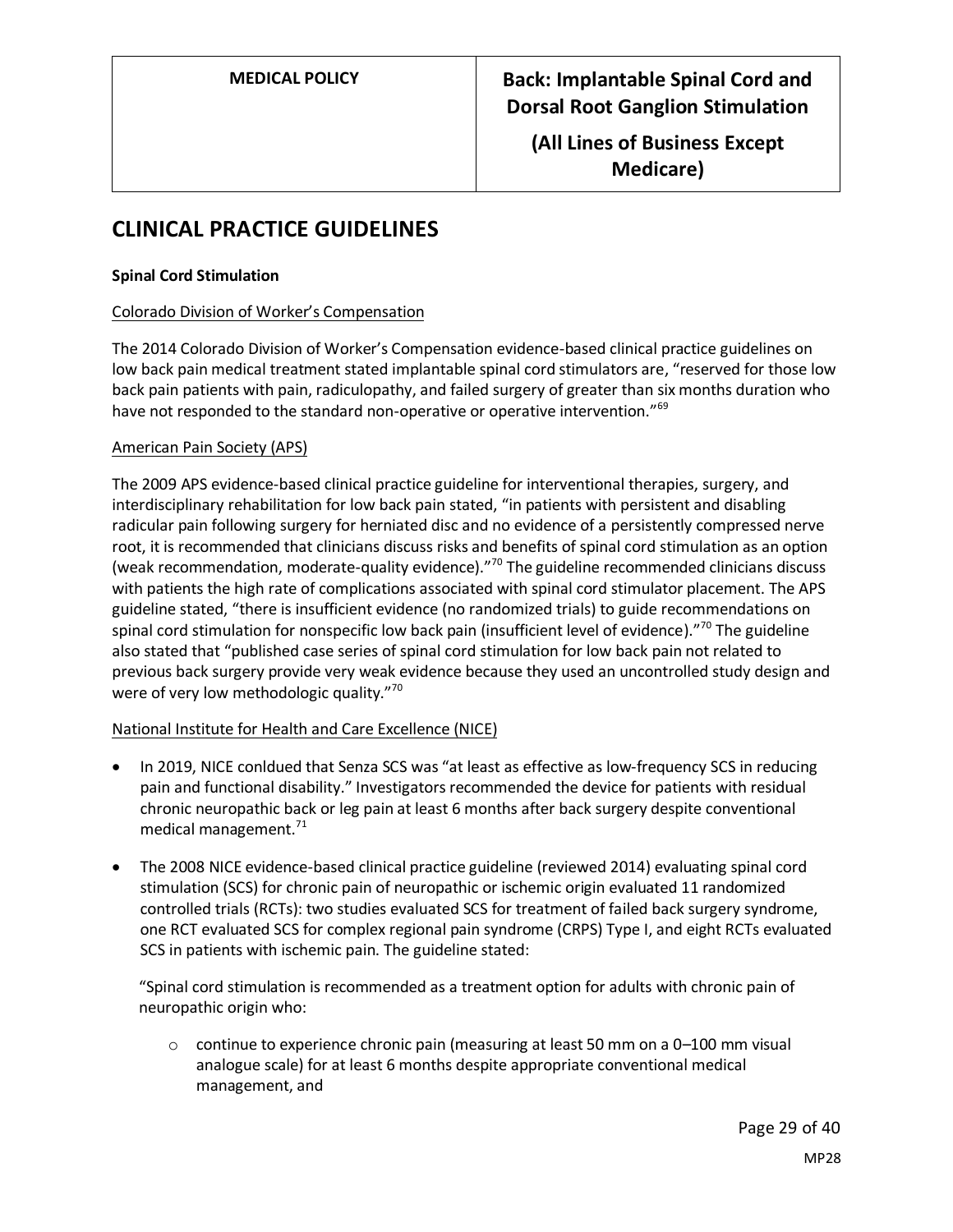## CLINICAL PRACTICE GUIDELINES

**Spinal Cord Stimulation**

Colorado Division of Worker's Compensation

The 2014 Colorado Division of Worker's Compensation evidence-based clinical practice guidelines on low back pain medical treatment stated implantable spinal cord stimulators are, "reserved for those low back pain patients with pain, radiculopathy, and failed surgery of greater than six months duration who have not responded to the standard non-operative or operative intervention."[69]

American Pain Society (APS)

The 2009 APS evidence-based clinical practice guideline for interventional therapies, surgery, and interdisciplinary rehabilitation for low back pain stated, "in patients with persistent and disabling radicular pain following surgery for herniated disc and no evidence of a persistently compressed nerve root, it is recommended that clinicians discuss risks and benefits of spinal cord stimulation as an option (weak recommendation, moderate-quality evidence)."[70] The guideline recommended clinicians discuss with patients the high rate of complications associated with spinal cord stimulator placement. The APS guideline stated, "there is insufficient evidence (no randomized trials) to guide recommendations on spinal cord stimulation for nonspecific low back pain (insufficient level of evidence)."[70] The guideline also stated that "published case series of spinal cord stimulation for low back pain not related to previous back surgery provide very weak evidence because they used an uncontrolled study design and were of very low methodologic quality."[70]

National Institute for Health and Care Excellence (NICE)

- In 2019, NICE conldued that Senza SCS was "at least as effective as low-frequency SCS in reducing pain and functional disability." Investigators recommended the device for patients with residual chronic neuropathic back or leg pain at least 6 months after back surgery despite conventional medical management.[71]
- The 2008 NICE evidence-based clinical practice guideline (reviewed 2014) evaluating spinal cord stimulation (SCS) for chronic pain of neuropathic or ischemic origin evaluated 11 randomized controlled trials (RCTs): two studies evaluated SCS for treatment of failed back surgery syndrome, one RCT evaluated SCS for complex regional pain syndrome (CRPS) Type I, and eight RCTs evaluated SCS in patients with ischemic pain. The guideline stated:

  "Spinal cord stimulation is recommended as a treatment option for adults with chronic pain of neuropathic origin who:

  - continue to experience chronic pain (measuring at least 50 mm on a 0–100 mm visual analogue scale) for at least 6 months despite appropriate conventional medical management, and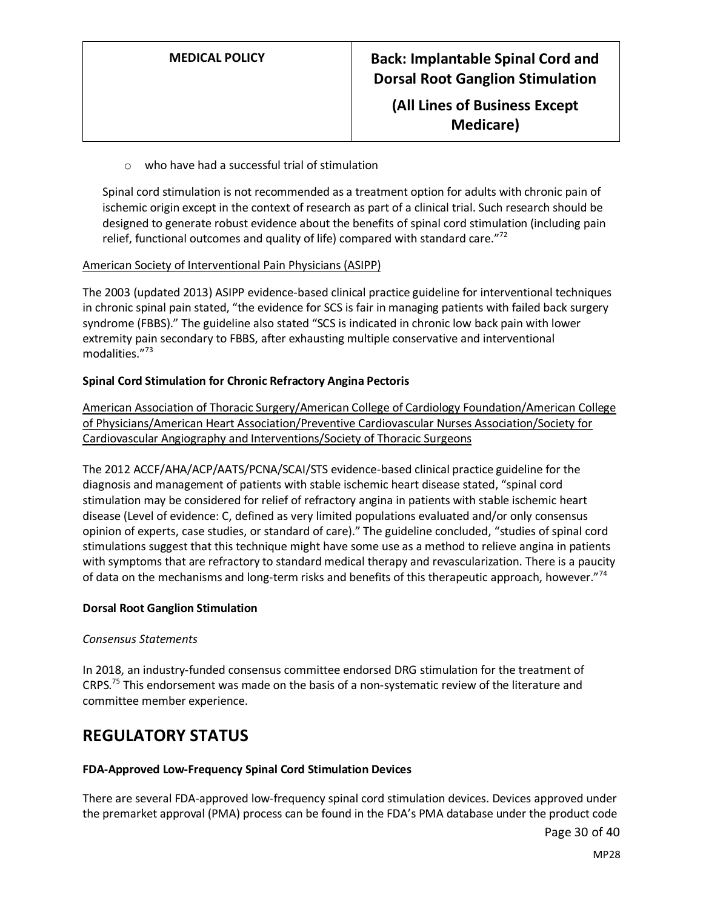- who have had a successful trial of stimulation

Spinal cord stimulation is not recommended as a treatment option for adults with chronic pain of ischemic origin except in the context of research as part of a clinical trial. Such research should be designed to generate robust evidence about the benefits of spinal cord stimulation (including pain relief, functional outcomes and quality of life) compared with standard care."[72]

American Society of Interventional Pain Physicians (ASIPP)

The 2003 (updated 2013) ASIPP evidence-based clinical practice guideline for interventional techniques in chronic spinal pain stated, "the evidence for SCS is fair in managing patients with failed back surgery syndrome (FBBS)." The guideline also stated "SCS is indicated in chronic low back pain with lower extremity pain secondary to FBBS, after exhausting multiple conservative and interventional modalities."[73]

**Spinal Cord Stimulation for Chronic Refractory Angina Pectoris**

American Association of Thoracic Surgery/American College of Cardiology Foundation/American College of Physicians/American Heart Association/Preventive Cardiovascular Nurses Association/Society for Cardiovascular Angiography and Interventions/Society of Thoracic Surgeons

The 2012 ACCF/AHA/ACP/AATS/PCNA/SCAI/STS evidence-based clinical practice guideline for the diagnosis and management of patients with stable ischemic heart disease stated, "spinal cord stimulation may be considered for relief of refractory angina in patients with stable ischemic heart disease (Level of evidence: C, defined as very limited populations evaluated and/or only consensus opinion of experts, case studies, or standard of care)." The guideline concluded, "studies of spinal cord stimulations suggest that this technique might have some use as a method to relieve angina in patients with symptoms that are refractory to standard medical therapy and revascularization. There is a paucity of data on the mechanisms and long-term risks and benefits of this therapeutic approach, however."[74]

**Dorsal Root Ganglion Stimulation**

*Consensus Statements*

In 2018, an industry-funded consensus committee endorsed DRG stimulation for the treatment of CRPS.[75] This endorsement was made on the basis of a non-systematic review of the literature and committee member experience.

## REGULATORY STATUS

**FDA-Approved Low-Frequency Spinal Cord Stimulation Devices**

There are several FDA-approved low-frequency spinal cord stimulation devices. Devices approved under the premarket approval (PMA) process can be found in the FDA's PMA database under the product code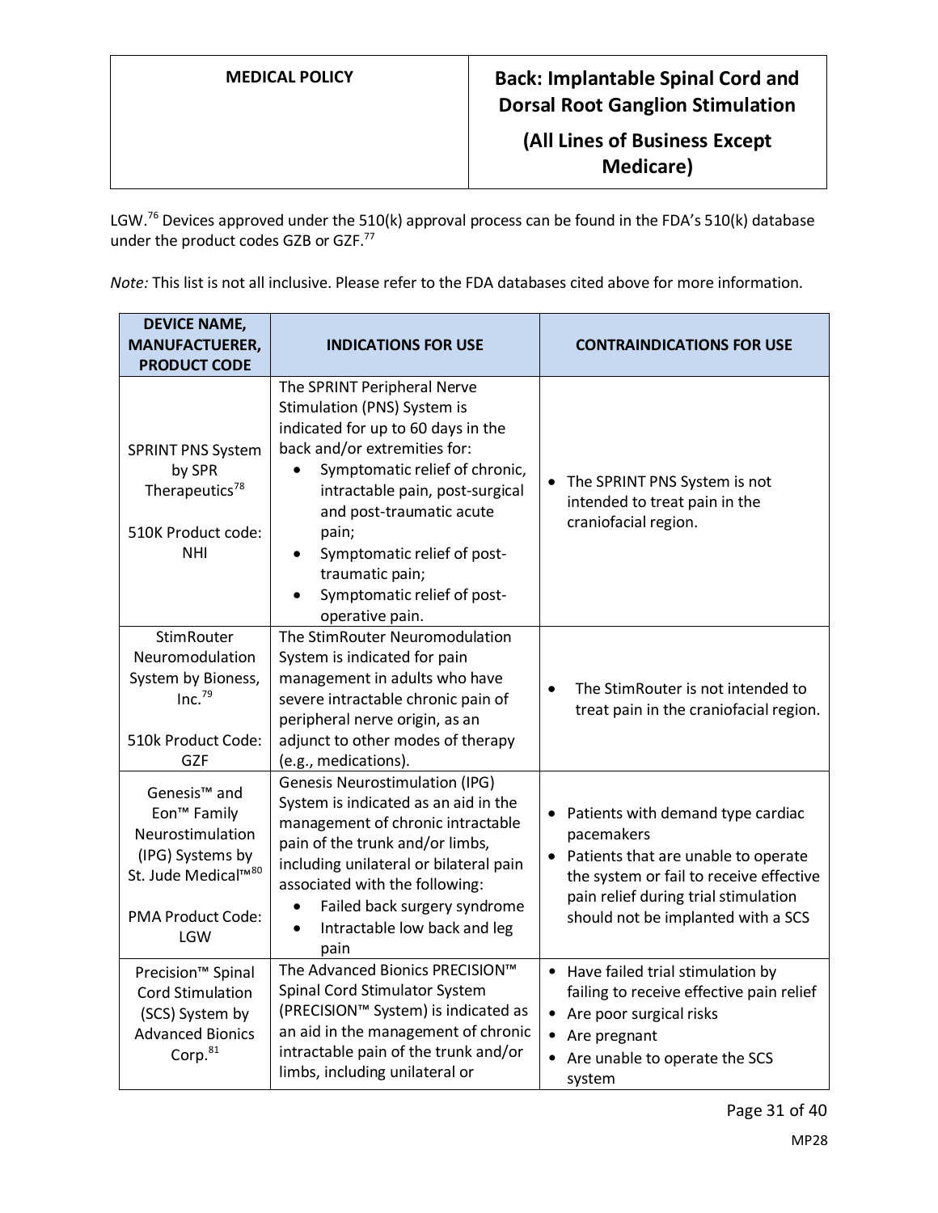LGW.[76] Devices approved under the 510(k) approval process can be found in the FDA's 510(k) database under the product codes GZB or GZF.[77]

*Note:* This list is not all inclusive. Please refer to the FDA databases cited above for more information.

| DEVICE NAME, MANUFACTUERER, PRODUCT CODE | INDICATIONS FOR USE | CONTRAINDICATIONS FOR USE |
|---|---|---|
| SPRINT PNS System by SPR Therapeutics[78]<br><br>510K Product code: NHI | The SPRINT Peripheral Nerve Stimulation (PNS) System is indicated for up to 60 days in the back and/or extremities for:<br>• Symptomatic relief of chronic, intractable pain, post-surgical and post-traumatic acute pain;<br>• Symptomatic relief of post-traumatic pain;<br>• Symptomatic relief of post-operative pain. | • The SPRINT PNS System is not intended to treat pain in the craniofacial region. |
| StimRouter Neuromodulation System by Bioness, Inc.[79]<br><br>510k Product Code: GZF | The StimRouter Neuromodulation System is indicated for pain management in adults who have severe intractable chronic pain of peripheral nerve origin, as an adjunct to other modes of therapy (e.g., medications). | • The StimRouter is not intended to treat pain in the craniofacial region. |
| Genesis™ and Eon™ Family Neurostimulation (IPG) Systems by St. Jude Medical™[80]<br><br>PMA Product Code: LGW | Genesis Neurostimulation (IPG) System is indicated as an aid in the management of chronic intractable pain of the trunk and/or limbs, including unilateral or bilateral pain associated with the following:<br>• Failed back surgery syndrome<br>• Intractable low back and leg pain | • Patients with demand type cardiac pacemakers<br>• Patients that are unable to operate the system or fail to receive effective pain relief during trial stimulation should not be implanted with a SCS |
| Precision™ Spinal Cord Stimulation (SCS) System by Advanced Bionics Corp.[81] | The Advanced Bionics PRECISION™ Spinal Cord Stimulator System (PRECISION™ System) is indicated as an aid in the management of chronic intractable pain of the trunk and/or limbs, including unilateral or | • Have failed trial stimulation by failing to receive effective pain relief<br>• Are poor surgical risks<br>• Are pregnant<br>• Are unable to operate the SCS system |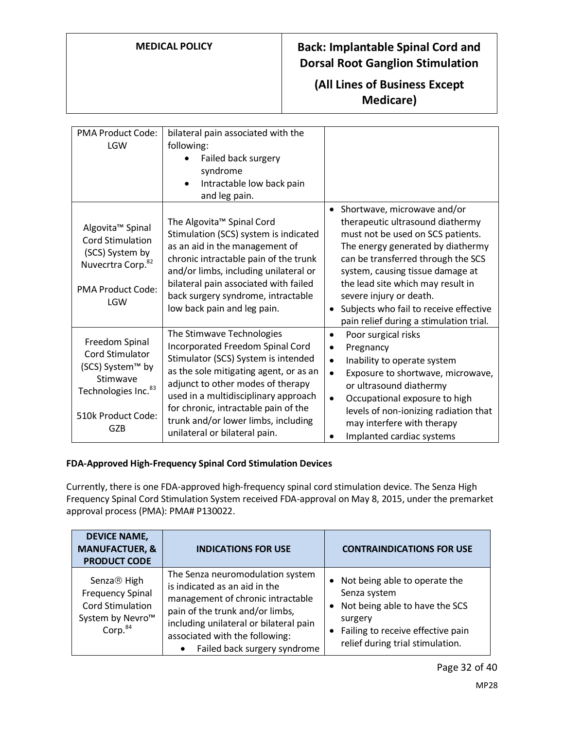| | | |
|---|---|---|
| PMA Product Code: LGW | bilateral pain associated with the following:<br>• Failed back surgery syndrome<br>• Intractable low back pain and leg pain. | |
| Algovita™ Spinal Cord Stimulation (SCS) System by Nuvecrtra Corp.[82]<br><br>PMA Product Code: LGW | The Algovita™ Spinal Cord Stimulation (SCS) system is indicated as an aid in the management of chronic intractable pain of the trunk and/or limbs, including unilateral or bilateral pain associated with failed back surgery syndrome, intractable low back pain and leg pain. | • Shortwave, microwave and/or therapeutic ultrasound diathermy must not be used on SCS patients. The energy generated by diathermy can be transferred through the SCS system, causing tissue damage at the lead site which may result in severe injury or death.<br>• Subjects who fail to receive effective pain relief during a stimulation trial. |
| Freedom Spinal Cord Stimulator (SCS) System™ by Stimwave Technologies Inc.[83]<br><br>510k Product Code: GZB | The Stimwave Technologies Incorporated Freedom Spinal Cord Stimulator (SCS) System is intended as the sole mitigating agent, or as an adjunct to other modes of therapy used in a multidisciplinary approach for chronic, intractable pain of the trunk and/or lower limbs, including unilateral or bilateral pain. | • Poor surgical risks<br>• Pregnancy<br>• Inability to operate system<br>• Exposure to shortwave, microwave, or ultrasound diathermy<br>• Occupational exposure to high levels of non-ionizing radiation that may interfere with therapy<br>• Implanted cardiac systems |

**FDA-Approved High-Frequency Spinal Cord Stimulation Devices**

Currently, there is one FDA-approved high-frequency spinal cord stimulation device. The Senza High Frequency Spinal Cord Stimulation System received FDA-approval on May 8, 2015, under the premarket approval process (PMA): PMA# P130022.

| DEVICE NAME, MANUFACTUER, & PRODUCT CODE | INDICATIONS FOR USE | CONTRAINDICATIONS FOR USE |
|---|---|---|
| Senza® High Frequency Spinal Cord Stimulation System by Nevro™ Corp.[84] | The Senza neuromodulation system is indicated as an aid in the management of chronic intractable pain of the trunk and/or limbs, including unilateral or bilateral pain associated with the following:<br>• Failed back surgery syndrome | • Not being able to operate the Senza system<br>• Not being able to have the SCS surgery<br>• Failing to receive effective pain relief during trial stimulation. |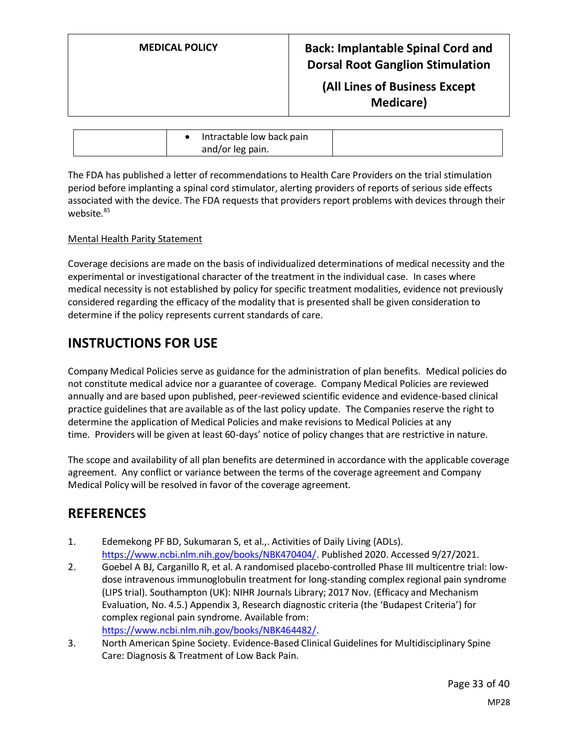| | • Intractable low back pain and/or leg pain. | |
|---|---|---|

The FDA has published a letter of recommendations to Health Care Providers on the trial stimulation period before implanting a spinal cord stimulator, alerting providers of reports of serious side effects associated with the device. The FDA requests that providers report problems with devices through their website.[85]

Mental Health Parity Statement

Coverage decisions are made on the basis of individualized determinations of medical necessity and the experimental or investigational character of the treatment in the individual case. In cases where medical necessity is not established by policy for specific treatment modalities, evidence not previously considered regarding the efficacy of the modality that is presented shall be given consideration to determine if the policy represents current standards of care.

## INSTRUCTIONS FOR USE

Company Medical Policies serve as guidance for the administration of plan benefits. Medical policies do not constitute medical advice nor a guarantee of coverage. Company Medical Policies are reviewed annually and are based upon published, peer-reviewed scientific evidence and evidence-based clinical practice guidelines that are available as of the last policy update. The Companies reserve the right to determine the application of Medical Policies and make revisions to Medical Policies at any time. Providers will be given at least 60-days' notice of policy changes that are restrictive in nature.

The scope and availability of all plan benefits are determined in accordance with the applicable coverage agreement. Any conflict or variance between the terms of the coverage agreement and Company Medical Policy will be resolved in favor of the coverage agreement.

## REFERENCES

1. Edemekong PF BD, Sukumaran S, et al.,. Activities of Daily Living (ADLs). https://www.ncbi.nlm.nih.gov/books/NBK470404/. Published 2020. Accessed 9/27/2021.
2. Goebel A BJ, Carganillo R, et al. A randomised placebo-controlled Phase III multicentre trial: low-dose intravenous immunoglobulin treatment for long-standing complex regional pain syndrome (LIPS trial). Southampton (UK): NIHR Journals Library; 2017 Nov. (Efficacy and Mechanism Evaluation, No. 4.5.) Appendix 3, Research diagnostic criteria (the 'Budapest Criteria') for complex regional pain syndrome. Available from: https://www.ncbi.nlm.nih.gov/books/NBK464482/.
3. North American Spine Society. Evidence-Based Clinical Guidelines for Multidisciplinary Spine Care: Diagnosis & Treatment of Low Back Pain.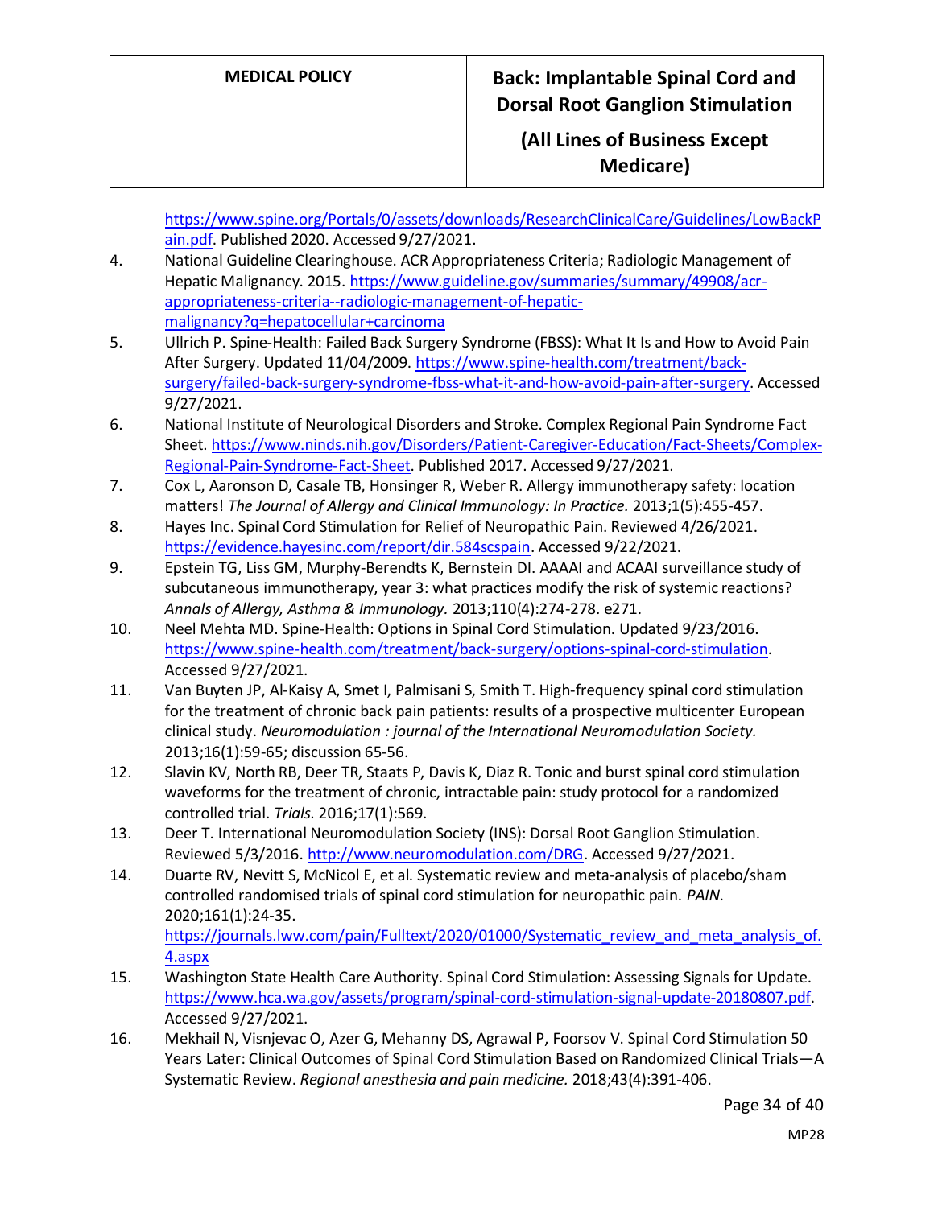https://www.spine.org/Portals/0/assets/downloads/ResearchClinicalCare/Guidelines/LowBackPain.pdf. Published 2020. Accessed 9/27/2021.

4. National Guideline Clearinghouse. ACR Appropriateness Criteria; Radiologic Management of Hepatic Malignancy. 2015. https://www.guideline.gov/summaries/summary/49908/acr-appropriateness-criteria--radiologic-management-of-hepatic-malignancy?q=hepatocellular+carcinoma
5. Ullrich P. Spine-Health: Failed Back Surgery Syndrome (FBSS): What It Is and How to Avoid Pain After Surgery. Updated 11/04/2009. https://www.spine-health.com/treatment/back-surgery/failed-back-surgery-syndrome-fbss-what-it-and-how-avoid-pain-after-surgery. Accessed 9/27/2021.
6. National Institute of Neurological Disorders and Stroke. Complex Regional Pain Syndrome Fact Sheet. https://www.ninds.nih.gov/Disorders/Patient-Caregiver-Education/Fact-Sheets/Complex-Regional-Pain-Syndrome-Fact-Sheet. Published 2017. Accessed 9/27/2021.
7. Cox L, Aaronson D, Casale TB, Honsinger R, Weber R. Allergy immunotherapy safety: location matters! *The Journal of Allergy and Clinical Immunology: In Practice.* 2013;1(5):455-457.
8. Hayes Inc. Spinal Cord Stimulation for Relief of Neuropathic Pain. Reviewed 4/26/2021. https://evidence.hayesinc.com/report/dir.584scspain. Accessed 9/22/2021.
9. Epstein TG, Liss GM, Murphy-Berendts K, Bernstein DI. AAAAI and ACAAI surveillance study of subcutaneous immunotherapy, year 3: what practices modify the risk of systemic reactions? *Annals of Allergy, Asthma & Immunology.* 2013;110(4):274-278. e271.
10. Neel Mehta MD. Spine-Health: Options in Spinal Cord Stimulation. Updated 9/23/2016. https://www.spine-health.com/treatment/back-surgery/options-spinal-cord-stimulation. Accessed 9/27/2021.
11. Van Buyten JP, Al-Kaisy A, Smet I, Palmisani S, Smith T. High-frequency spinal cord stimulation for the treatment of chronic back pain patients: results of a prospective multicenter European clinical study. *Neuromodulation : journal of the International Neuromodulation Society.* 2013;16(1):59-65; discussion 65-56.
12. Slavin KV, North RB, Deer TR, Staats P, Davis K, Diaz R. Tonic and burst spinal cord stimulation waveforms for the treatment of chronic, intractable pain: study protocol for a randomized controlled trial. *Trials.* 2016;17(1):569.
13. Deer T. International Neuromodulation Society (INS): Dorsal Root Ganglion Stimulation. Reviewed 5/3/2016. http://www.neuromodulation.com/DRG. Accessed 9/27/2021.
14. Duarte RV, Nevitt S, McNicol E, et al. Systematic review and meta-analysis of placebo/sham controlled randomised trials of spinal cord stimulation for neuropathic pain. *PAIN.* 2020;161(1):24-35. https://journals.lww.com/pain/Fulltext/2020/01000/Systematic_review_and_meta_analysis_of.4.aspx
15. Washington State Health Care Authority. Spinal Cord Stimulation: Assessing Signals for Update. https://www.hca.wa.gov/assets/program/spinal-cord-stimulation-signal-update-20180807.pdf. Accessed 9/27/2021.
16. Mekhail N, Visnjevac O, Azer G, Mehanny DS, Agrawal P, Foorsov V. Spinal Cord Stimulation 50 Years Later: Clinical Outcomes of Spinal Cord Stimulation Based on Randomized Clinical Trials—A Systematic Review. *Regional anesthesia and pain medicine.* 2018;43(4):391-406.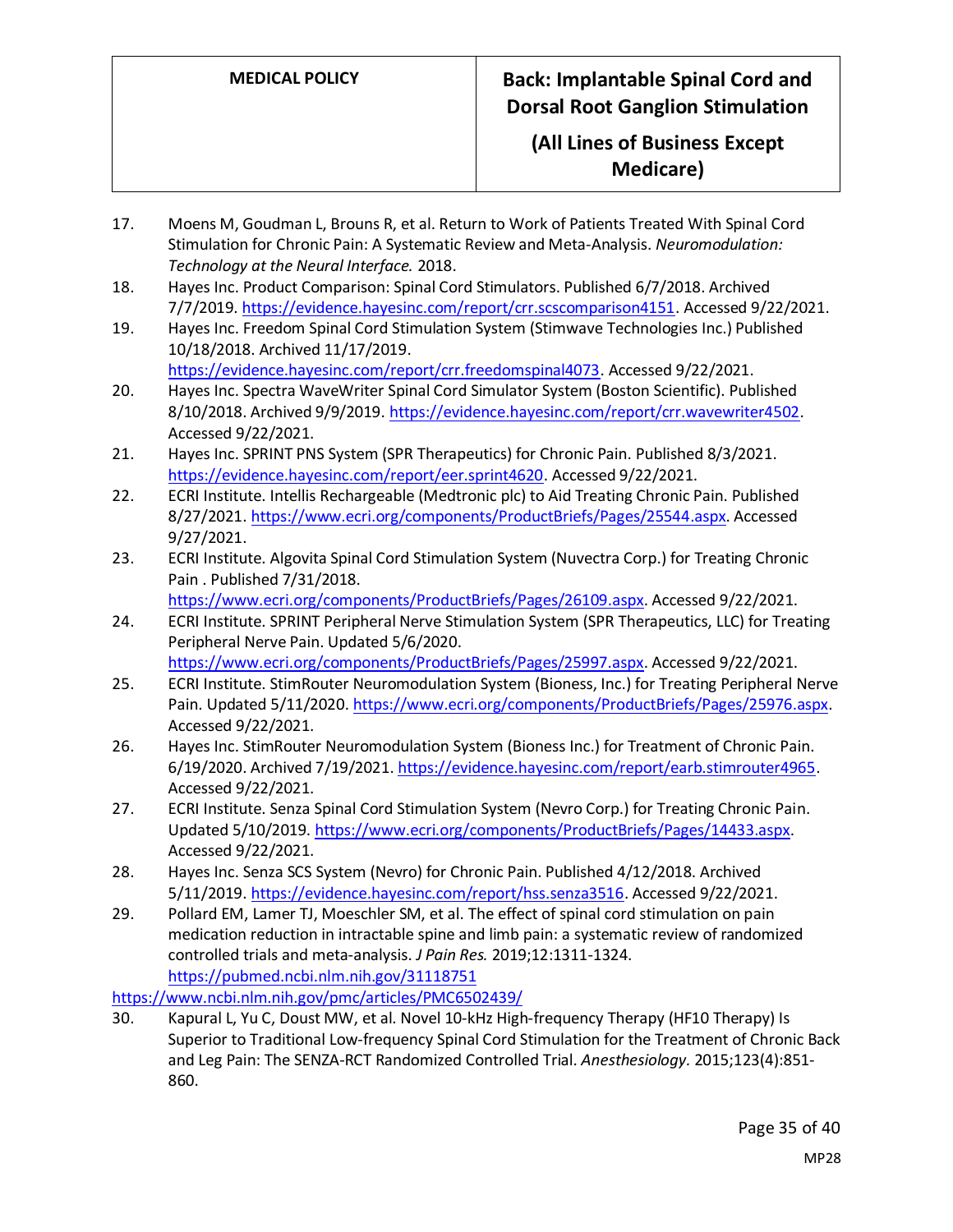17. Moens M, Goudman L, Brouns R, et al. Return to Work of Patients Treated With Spinal Cord Stimulation for Chronic Pain: A Systematic Review and Meta-Analysis. *Neuromodulation: Technology at the Neural Interface.* 2018.
18. Hayes Inc. Product Comparison: Spinal Cord Stimulators. Published 6/7/2018. Archived 7/7/2019. https://evidence.hayesinc.com/report/crr.scscomparison4151. Accessed 9/22/2021.
19. Hayes Inc. Freedom Spinal Cord Stimulation System (Stimwave Technologies Inc.) Published 10/18/2018. Archived 11/17/2019. https://evidence.hayesinc.com/report/crr.freedomspinal4073. Accessed 9/22/2021.
20. Hayes Inc. Spectra WaveWriter Spinal Cord Simulator System (Boston Scientific). Published 8/10/2018. Archived 9/9/2019. https://evidence.hayesinc.com/report/crr.wavewriter4502. Accessed 9/22/2021.
21. Hayes Inc. SPRINT PNS System (SPR Therapeutics) for Chronic Pain. Published 8/3/2021. https://evidence.hayesinc.com/report/eer.sprint4620. Accessed 9/22/2021.
22. ECRI Institute. Intellis Rechargeable (Medtronic plc) to Aid Treating Chronic Pain. Published 8/27/2021. https://www.ecri.org/components/ProductBriefs/Pages/25544.aspx. Accessed 9/27/2021.
23. ECRI Institute. Algovita Spinal Cord Stimulation System (Nuvectra Corp.) for Treating Chronic Pain . Published 7/31/2018. https://www.ecri.org/components/ProductBriefs/Pages/26109.aspx. Accessed 9/22/2021.
24. ECRI Institute. SPRINT Peripheral Nerve Stimulation System (SPR Therapeutics, LLC) for Treating Peripheral Nerve Pain. Updated 5/6/2020. https://www.ecri.org/components/ProductBriefs/Pages/25997.aspx. Accessed 9/22/2021.
25. ECRI Institute. StimRouter Neuromodulation System (Bioness, Inc.) for Treating Peripheral Nerve Pain. Updated 5/11/2020. https://www.ecri.org/components/ProductBriefs/Pages/25976.aspx. Accessed 9/22/2021.
26. Hayes Inc. StimRouter Neuromodulation System (Bioness Inc.) for Treatment of Chronic Pain. 6/19/2020. Archived 7/19/2021. https://evidence.hayesinc.com/report/earb.stimrouter4965. Accessed 9/22/2021.
27. ECRI Institute. Senza Spinal Cord Stimulation System (Nevro Corp.) for Treating Chronic Pain. Updated 5/10/2019. https://www.ecri.org/components/ProductBriefs/Pages/14433.aspx. Accessed 9/22/2021.
28. Hayes Inc. Senza SCS System (Nevro) for Chronic Pain. Published 4/12/2018. Archived 5/11/2019. https://evidence.hayesinc.com/report/hss.senza3516. Accessed 9/22/2021.
29. Pollard EM, Lamer TJ, Moeschler SM, et al. The effect of spinal cord stimulation on pain medication reduction in intractable spine and limb pain: a systematic review of randomized controlled trials and meta-analysis. *J Pain Res.* 2019;12:1311-1324. https://pubmed.ncbi.nlm.nih.gov/31118751 https://www.ncbi.nlm.nih.gov/pmc/articles/PMC6502439/
30. Kapural L, Yu C, Doust MW, et al. Novel 10-kHz High-frequency Therapy (HF10 Therapy) Is Superior to Traditional Low-frequency Spinal Cord Stimulation for the Treatment of Chronic Back and Leg Pain: The SENZA-RCT Randomized Controlled Trial. *Anesthesiology.* 2015;123(4):851-860.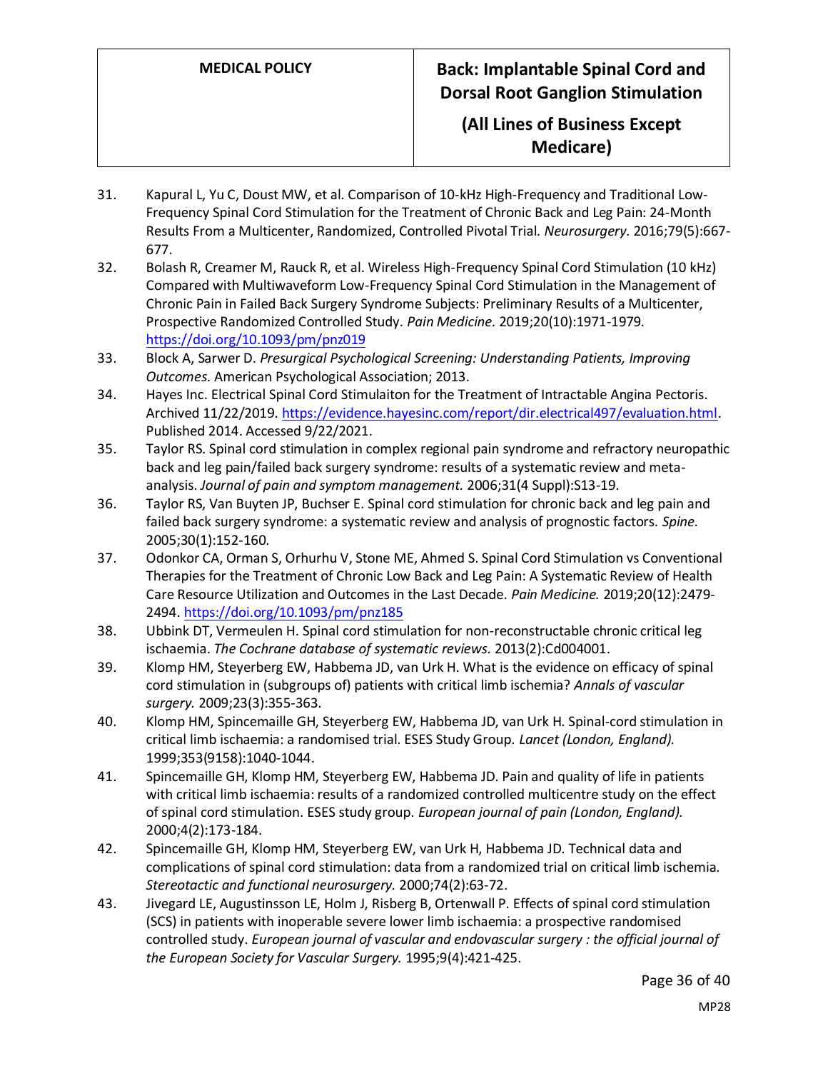31. Kapural L, Yu C, Doust MW, et al. Comparison of 10-kHz High-Frequency and Traditional Low-Frequency Spinal Cord Stimulation for the Treatment of Chronic Back and Leg Pain: 24-Month Results From a Multicenter, Randomized, Controlled Pivotal Trial. *Neurosurgery.* 2016;79(5):667-677.
32. Bolash R, Creamer M, Rauck R, et al. Wireless High-Frequency Spinal Cord Stimulation (10 kHz) Compared with Multiwaveform Low-Frequency Spinal Cord Stimulation in the Management of Chronic Pain in Failed Back Surgery Syndrome Subjects: Preliminary Results of a Multicenter, Prospective Randomized Controlled Study. *Pain Medicine.* 2019;20(10):1971-1979. https://doi.org/10.1093/pm/pnz019
33. Block A, Sarwer D. *Presurgical Psychological Screening: Understanding Patients, Improving Outcomes.* American Psychological Association; 2013.
34. Hayes Inc. Electrical Spinal Cord Stimulaiton for the Treatment of Intractable Angina Pectoris. Archived 11/22/2019. https://evidence.hayesinc.com/report/dir.electrical497/evaluation.html. Published 2014. Accessed 9/22/2021.
35. Taylor RS. Spinal cord stimulation in complex regional pain syndrome and refractory neuropathic back and leg pain/failed back surgery syndrome: results of a systematic review and meta-analysis. *Journal of pain and symptom management.* 2006;31(4 Suppl):S13-19.
36. Taylor RS, Van Buyten JP, Buchser E. Spinal cord stimulation for chronic back and leg pain and failed back surgery syndrome: a systematic review and analysis of prognostic factors. *Spine.* 2005;30(1):152-160.
37. Odonkor CA, Orman S, Orhurhu V, Stone ME, Ahmed S. Spinal Cord Stimulation vs Conventional Therapies for the Treatment of Chronic Low Back and Leg Pain: A Systematic Review of Health Care Resource Utilization and Outcomes in the Last Decade. *Pain Medicine.* 2019;20(12):2479-2494. https://doi.org/10.1093/pm/pnz185
38. Ubbink DT, Vermeulen H. Spinal cord stimulation for non-reconstructable chronic critical leg ischaemia. *The Cochrane database of systematic reviews.* 2013(2):Cd004001.
39. Klomp HM, Steyerberg EW, Habbema JD, van Urk H. What is the evidence on efficacy of spinal cord stimulation in (subgroups of) patients with critical limb ischemia? *Annals of vascular surgery.* 2009;23(3):355-363.
40. Klomp HM, Spincemaille GH, Steyerberg EW, Habbema JD, van Urk H. Spinal-cord stimulation in critical limb ischaemia: a randomised trial. ESES Study Group. *Lancet (London, England).* 1999;353(9158):1040-1044.
41. Spincemaille GH, Klomp HM, Steyerberg EW, Habbema JD. Pain and quality of life in patients with critical limb ischaemia: results of a randomized controlled multicentre study on the effect of spinal cord stimulation. ESES study group. *European journal of pain (London, England).* 2000;4(2):173-184.
42. Spincemaille GH, Klomp HM, Steyerberg EW, van Urk H, Habbema JD. Technical data and complications of spinal cord stimulation: data from a randomized trial on critical limb ischemia. *Stereotactic and functional neurosurgery.* 2000;74(2):63-72.
43. Jivegard LE, Augustinsson LE, Holm J, Risberg B, Ortenwall P. Effects of spinal cord stimulation (SCS) in patients with inoperable severe lower limb ischaemia: a prospective randomised controlled study. *European journal of vascular and endovascular surgery : the official journal of the European Society for Vascular Surgery.* 1995;9(4):421-425.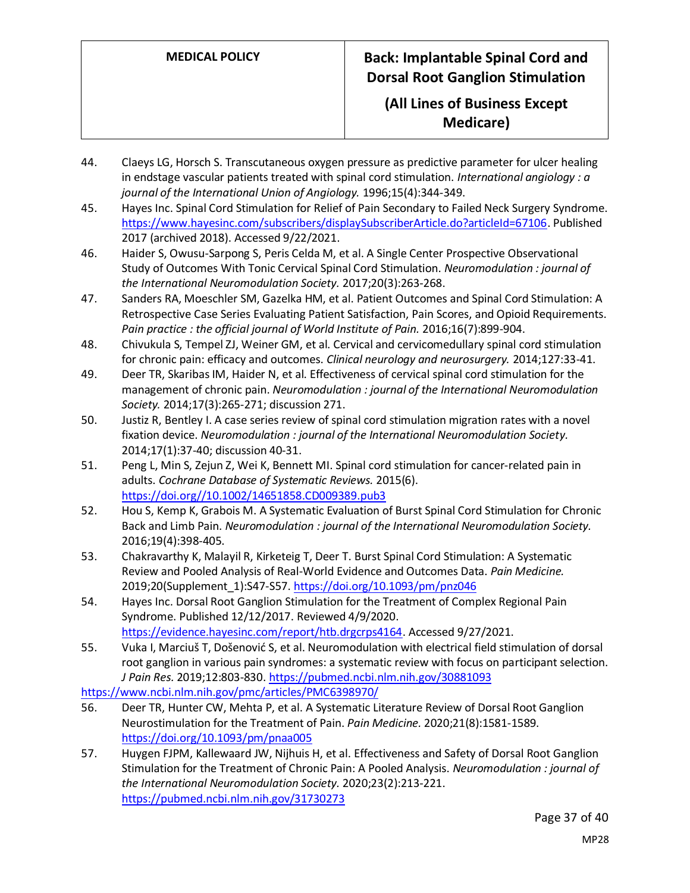44. Claeys LG, Horsch S. Transcutaneous oxygen pressure as predictive parameter for ulcer healing in endstage vascular patients treated with spinal cord stimulation. *International angiology : a journal of the International Union of Angiology.* 1996;15(4):344-349.
45. Hayes Inc. Spinal Cord Stimulation for Relief of Pain Secondary to Failed Neck Surgery Syndrome. https://www.hayesinc.com/subscribers/displaySubscriberArticle.do?articleId=67106. Published 2017 (archived 2018). Accessed 9/22/2021.
46. Haider S, Owusu-Sarpong S, Peris Celda M, et al. A Single Center Prospective Observational Study of Outcomes With Tonic Cervical Spinal Cord Stimulation. *Neuromodulation : journal of the International Neuromodulation Society.* 2017;20(3):263-268.
47. Sanders RA, Moeschler SM, Gazelka HM, et al. Patient Outcomes and Spinal Cord Stimulation: A Retrospective Case Series Evaluating Patient Satisfaction, Pain Scores, and Opioid Requirements. *Pain practice : the official journal of World Institute of Pain.* 2016;16(7):899-904.
48. Chivukula S, Tempel ZJ, Weiner GM, et al. Cervical and cervicomedullary spinal cord stimulation for chronic pain: efficacy and outcomes. *Clinical neurology and neurosurgery.* 2014;127:33-41.
49. Deer TR, Skaribas IM, Haider N, et al. Effectiveness of cervical spinal cord stimulation for the management of chronic pain. *Neuromodulation : journal of the International Neuromodulation Society.* 2014;17(3):265-271; discussion 271.
50. Justiz R, Bentley I. A case series review of spinal cord stimulation migration rates with a novel fixation device. *Neuromodulation : journal of the International Neuromodulation Society.* 2014;17(1):37-40; discussion 40-31.
51. Peng L, Min S, Zejun Z, Wei K, Bennett MI. Spinal cord stimulation for cancer-related pain in adults. *Cochrane Database of Systematic Reviews.* 2015(6). https://doi.org//10.1002/14651858.CD009389.pub3
52. Hou S, Kemp K, Grabois M. A Systematic Evaluation of Burst Spinal Cord Stimulation for Chronic Back and Limb Pain. *Neuromodulation : journal of the International Neuromodulation Society.* 2016;19(4):398-405.
53. Chakravarthy K, Malayil R, Kirketeig T, Deer T. Burst Spinal Cord Stimulation: A Systematic Review and Pooled Analysis of Real-World Evidence and Outcomes Data. *Pain Medicine.* 2019;20(Supplement_1):S47-S57. https://doi.org/10.1093/pm/pnz046
54. Hayes Inc. Dorsal Root Ganglion Stimulation for the Treatment of Complex Regional Pain Syndrome. Published 12/12/2017. Reviewed 4/9/2020. https://evidence.hayesinc.com/report/htb.drgcrps4164. Accessed 9/27/2021.
55. Vuka I, Marciuš T, Došenović S, et al. Neuromodulation with electrical field stimulation of dorsal root ganglion in various pain syndromes: a systematic review with focus on participant selection. *J Pain Res.* 2019;12:803-830. https://pubmed.ncbi.nlm.nih.gov/30881093 https://www.ncbi.nlm.nih.gov/pmc/articles/PMC6398970/
56. Deer TR, Hunter CW, Mehta P, et al. A Systematic Literature Review of Dorsal Root Ganglion Neurostimulation for the Treatment of Pain. *Pain Medicine.* 2020;21(8):1581-1589. https://doi.org/10.1093/pm/pnaa005
57. Huygen FJPM, Kallewaard JW, Nijhuis H, et al. Effectiveness and Safety of Dorsal Root Ganglion Stimulation for the Treatment of Chronic Pain: A Pooled Analysis. *Neuromodulation : journal of the International Neuromodulation Society.* 2020;23(2):213-221. https://pubmed.ncbi.nlm.nih.gov/31730273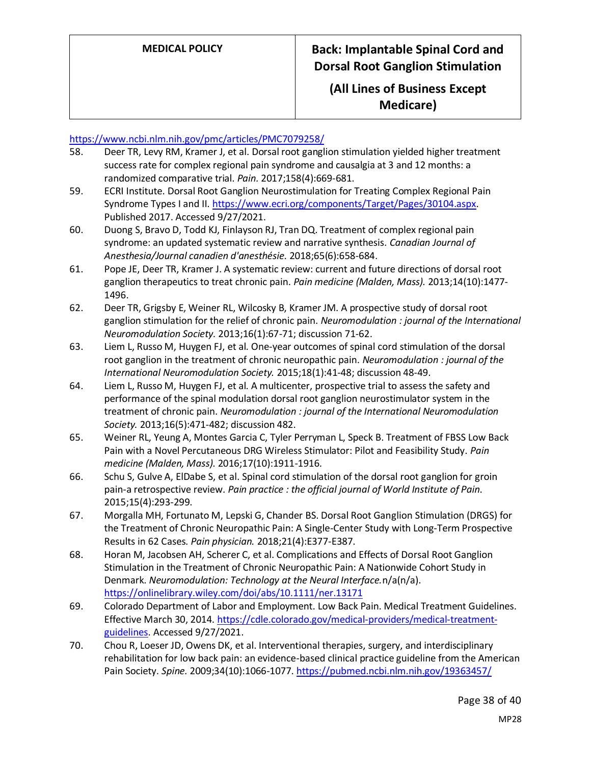https://www.ncbi.nlm.nih.gov/pmc/articles/PMC7079258/

58. Deer TR, Levy RM, Kramer J, et al. Dorsal root ganglion stimulation yielded higher treatment success rate for complex regional pain syndrome and causalgia at 3 and 12 months: a randomized comparative trial. *Pain.* 2017;158(4):669-681.
59. ECRI Institute. Dorsal Root Ganglion Neurostimulation for Treating Complex Regional Pain Syndrome Types I and II. https://www.ecri.org/components/Target/Pages/30104.aspx. Published 2017. Accessed 9/27/2021.
60. Duong S, Bravo D, Todd KJ, Finlayson RJ, Tran DQ. Treatment of complex regional pain syndrome: an updated systematic review and narrative synthesis. *Canadian Journal of Anesthesia/Journal canadien d'anesthésie.* 2018;65(6):658-684.
61. Pope JE, Deer TR, Kramer J. A systematic review: current and future directions of dorsal root ganglion therapeutics to treat chronic pain. *Pain medicine (Malden, Mass).* 2013;14(10):1477-1496.
62. Deer TR, Grigsby E, Weiner RL, Wilcosky B, Kramer JM. A prospective study of dorsal root ganglion stimulation for the relief of chronic pain. *Neuromodulation : journal of the International Neuromodulation Society.* 2013;16(1):67-71; discussion 71-62.
63. Liem L, Russo M, Huygen FJ, et al. One-year outcomes of spinal cord stimulation of the dorsal root ganglion in the treatment of chronic neuropathic pain. *Neuromodulation : journal of the International Neuromodulation Society.* 2015;18(1):41-48; discussion 48-49.
64. Liem L, Russo M, Huygen FJ, et al. A multicenter, prospective trial to assess the safety and performance of the spinal modulation dorsal root ganglion neurostimulator system in the treatment of chronic pain. *Neuromodulation : journal of the International Neuromodulation Society.* 2013;16(5):471-482; discussion 482.
65. Weiner RL, Yeung A, Montes Garcia C, Tyler Perryman L, Speck B. Treatment of FBSS Low Back Pain with a Novel Percutaneous DRG Wireless Stimulator: Pilot and Feasibility Study. *Pain medicine (Malden, Mass).* 2016;17(10):1911-1916.
66. Schu S, Gulve A, ElDabe S, et al. Spinal cord stimulation of the dorsal root ganglion for groin pain-a retrospective review. *Pain practice : the official journal of World Institute of Pain.* 2015;15(4):293-299.
67. Morgalla MH, Fortunato M, Lepski G, Chander BS. Dorsal Root Ganglion Stimulation (DRGS) for the Treatment of Chronic Neuropathic Pain: A Single-Center Study with Long-Term Prospective Results in 62 Cases. *Pain physician.* 2018;21(4):E377-E387.
68. Horan M, Jacobsen AH, Scherer C, et al. Complications and Effects of Dorsal Root Ganglion Stimulation in the Treatment of Chronic Neuropathic Pain: A Nationwide Cohort Study in Denmark. *Neuromodulation: Technology at the Neural Interface.*n/a(n/a). https://onlinelibrary.wiley.com/doi/abs/10.1111/ner.13171
69. Colorado Department of Labor and Employment. Low Back Pain. Medical Treatment Guidelines. Effective March 30, 2014. https://cdle.colorado.gov/medical-providers/medical-treatment-guidelines. Accessed 9/27/2021.
70. Chou R, Loeser JD, Owens DK, et al. Interventional therapies, surgery, and interdisciplinary rehabilitation for low back pain: an evidence-based clinical practice guideline from the American Pain Society. *Spine.* 2009;34(10):1066-1077. https://pubmed.ncbi.nlm.nih.gov/19363457/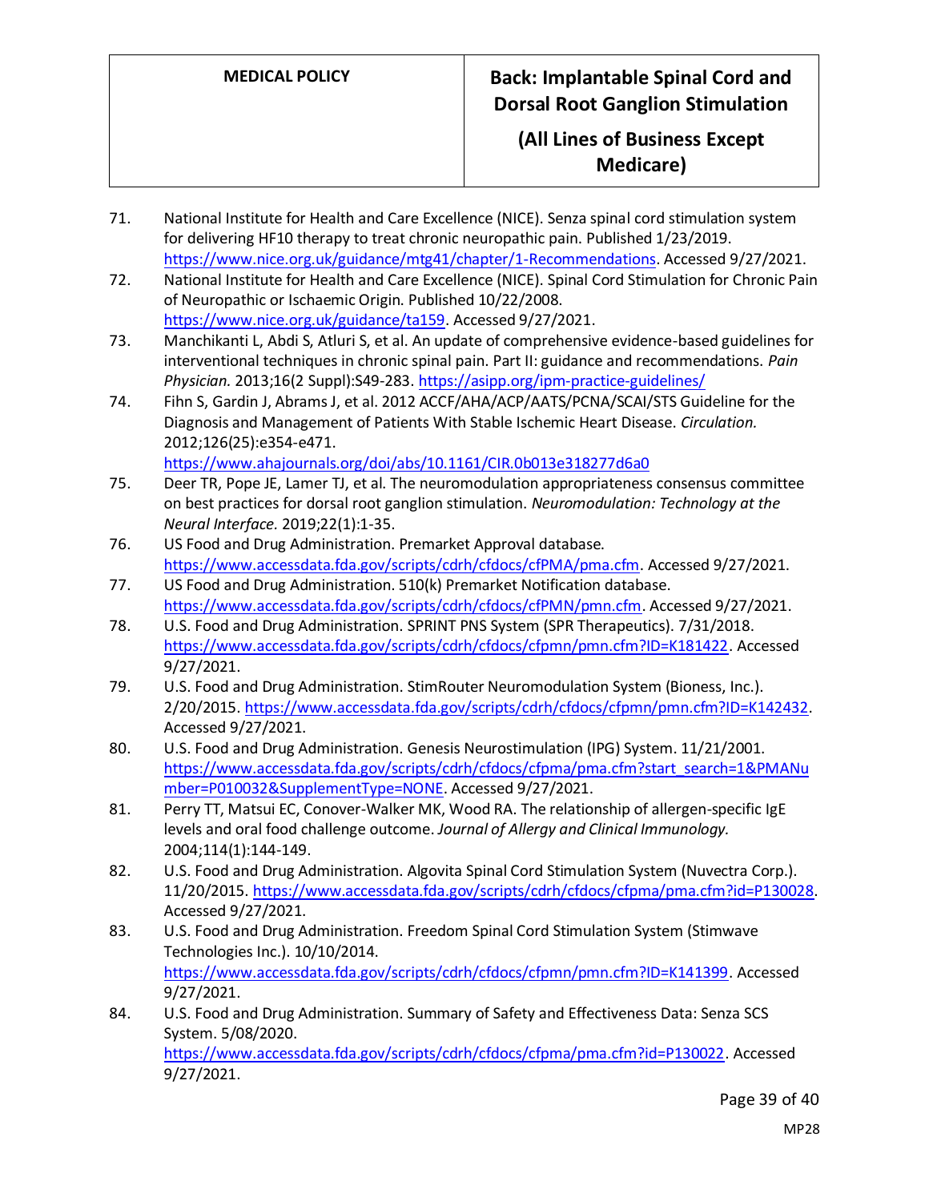71. National Institute for Health and Care Excellence (NICE). Senza spinal cord stimulation system for delivering HF10 therapy to treat chronic neuropathic pain. Published 1/23/2019. https://www.nice.org.uk/guidance/mtg41/chapter/1-Recommendations. Accessed 9/27/2021.
72. National Institute for Health and Care Excellence (NICE). Spinal Cord Stimulation for Chronic Pain of Neuropathic or Ischaemic Origin. Published 10/22/2008. https://www.nice.org.uk/guidance/ta159. Accessed 9/27/2021.
73. Manchikanti L, Abdi S, Atluri S, et al. An update of comprehensive evidence-based guidelines for interventional techniques in chronic spinal pain. Part II: guidance and recommendations. *Pain Physician.* 2013;16(2 Suppl):S49-283. https://asipp.org/ipm-practice-guidelines/
74. Fihn S, Gardin J, Abrams J, et al. 2012 ACCF/AHA/ACP/AATS/PCNA/SCAI/STS Guideline for the Diagnosis and Management of Patients With Stable Ischemic Heart Disease. *Circulation.* 2012;126(25):e354-e471. https://www.ahajournals.org/doi/abs/10.1161/CIR.0b013e318277d6a0
75. Deer TR, Pope JE, Lamer TJ, et al. The neuromodulation appropriateness consensus committee on best practices for dorsal root ganglion stimulation. *Neuromodulation: Technology at the Neural Interface.* 2019;22(1):1-35.
76. US Food and Drug Administration. Premarket Approval database. https://www.accessdata.fda.gov/scripts/cdrh/cfdocs/cfPMA/pma.cfm. Accessed 9/27/2021.
77. US Food and Drug Administration. 510(k) Premarket Notification database. https://www.accessdata.fda.gov/scripts/cdrh/cfdocs/cfPMN/pmn.cfm. Accessed 9/27/2021.
78. U.S. Food and Drug Administration. SPRINT PNS System (SPR Therapeutics). 7/31/2018. https://www.accessdata.fda.gov/scripts/cdrh/cfdocs/cfpmn/pmn.cfm?ID=K181422. Accessed 9/27/2021.
79. U.S. Food and Drug Administration. StimRouter Neuromodulation System (Bioness, Inc.). 2/20/2015. https://www.accessdata.fda.gov/scripts/cdrh/cfdocs/cfpmn/pmn.cfm?ID=K142432. Accessed 9/27/2021.
80. U.S. Food and Drug Administration. Genesis Neurostimulation (IPG) System. 11/21/2001. https://www.accessdata.fda.gov/scripts/cdrh/cfdocs/cfpma/pma.cfm?start_search=1&PMANumber=P010032&SupplementType=NONE. Accessed 9/27/2021.
81. Perry TT, Matsui EC, Conover-Walker MK, Wood RA. The relationship of allergen-specific IgE levels and oral food challenge outcome. *Journal of Allergy and Clinical Immunology.* 2004;114(1):144-149.
82. U.S. Food and Drug Administration. Algovita Spinal Cord Stimulation System (Nuvectra Corp.). 11/20/2015. https://www.accessdata.fda.gov/scripts/cdrh/cfdocs/cfpma/pma.cfm?id=P130028. Accessed 9/27/2021.
83. U.S. Food and Drug Administration. Freedom Spinal Cord Stimulation System (Stimwave Technologies Inc.). 10/10/2014. https://www.accessdata.fda.gov/scripts/cdrh/cfdocs/cfpmn/pmn.cfm?ID=K141399. Accessed 9/27/2021.
84. U.S. Food and Drug Administration. Summary of Safety and Effectiveness Data: Senza SCS System. 5/08/2020. https://www.accessdata.fda.gov/scripts/cdrh/cfdocs/cfpma/pma.cfm?id=P130022. Accessed 9/27/2021.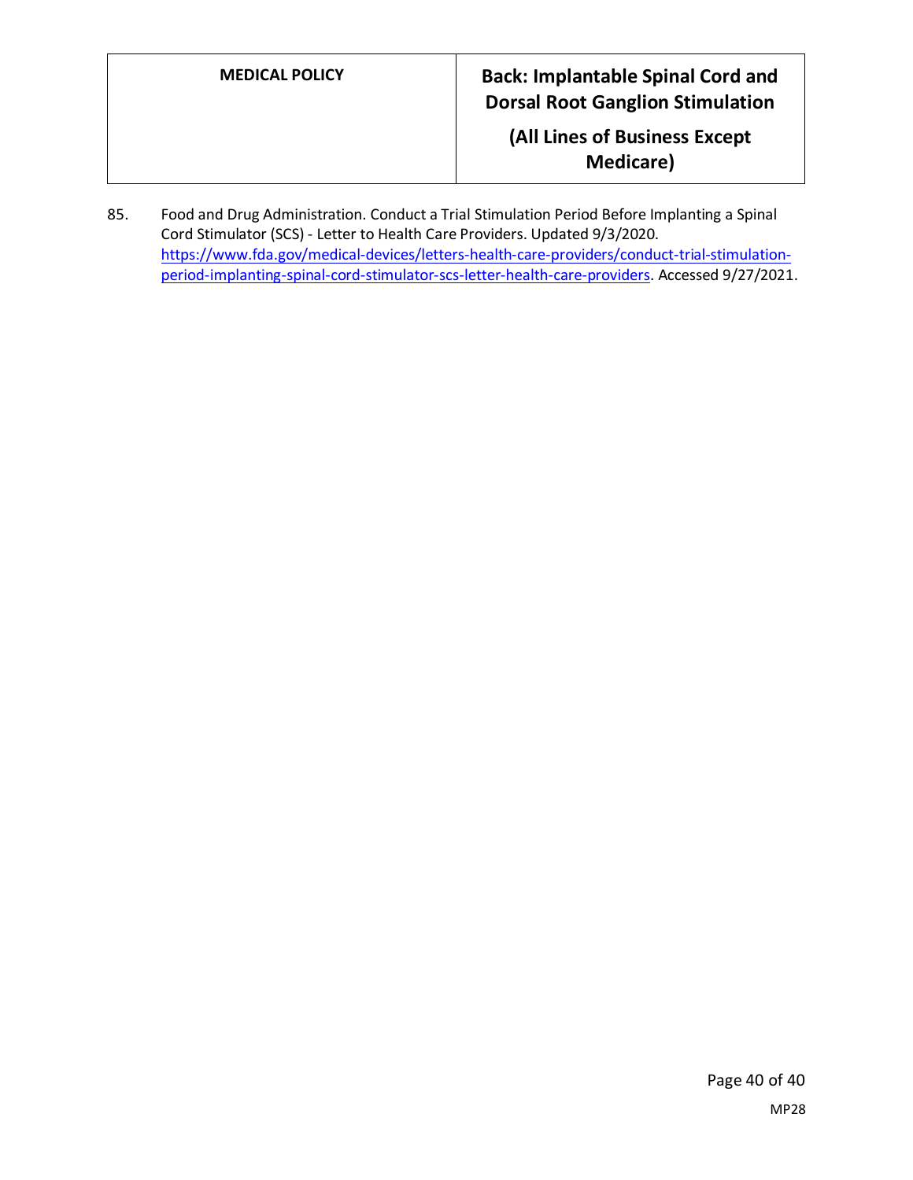85. Food and Drug Administration. Conduct a Trial Stimulation Period Before Implanting a Spinal Cord Stimulator (SCS) - Letter to Health Care Providers. Updated 9/3/2020. [https://www.fda.gov/medical-devices/letters-health-care-providers/conduct-trial-stimulation-period-implanting-spinal-cord-stimulator-scs-letter-health-care-providers](https://www.fda.gov/medical-devices/letters-health-care-providers/conduct-trial-stimulation-period-implanting-spinal-cord-stimulator-scs-letter-health-care-providers). Accessed 9/27/2021.